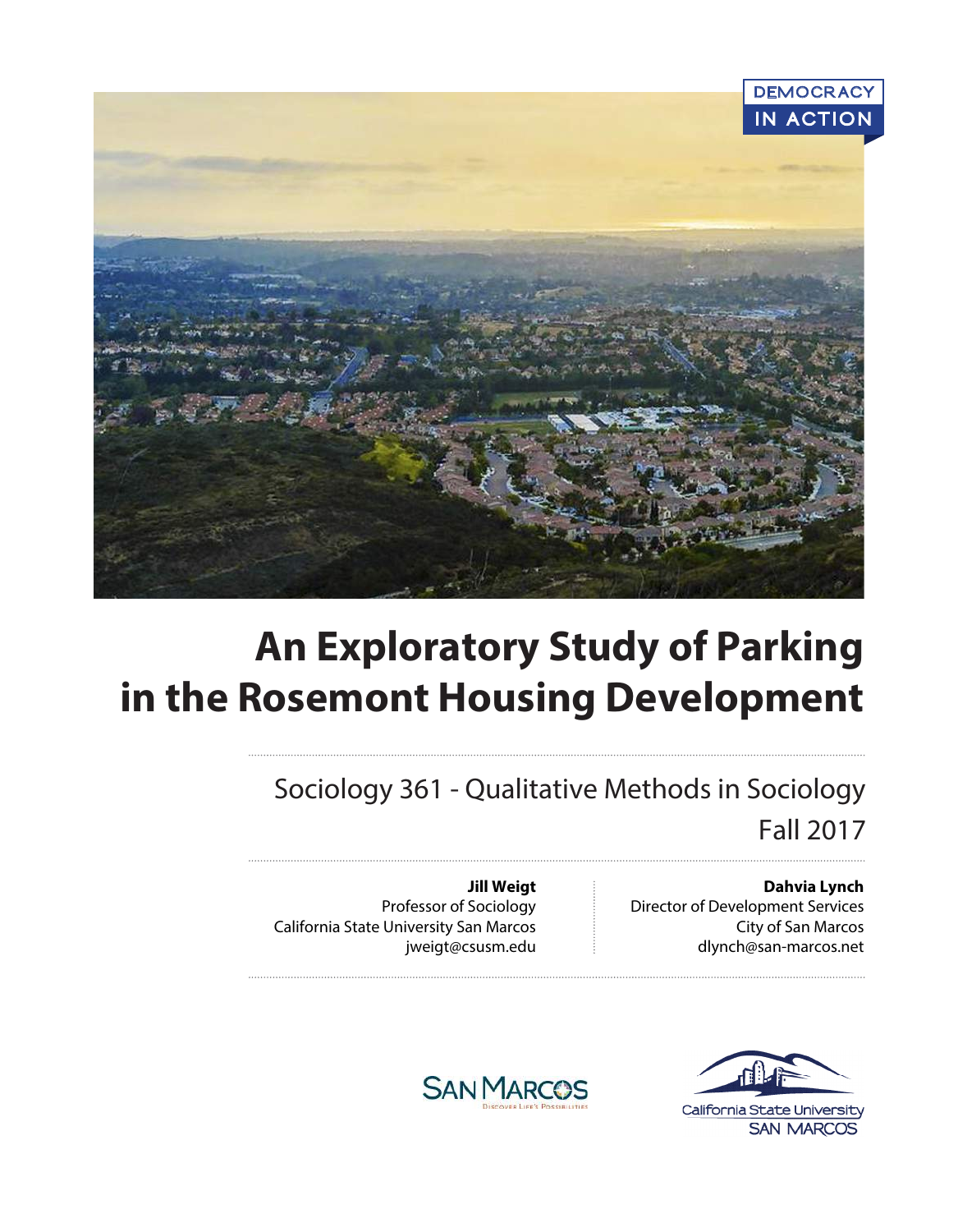DEMOCRACY IN ACTION

# An Exploratory Study of Parking in the Rosemont Housing Development

Sociology 361 - Qualitative Methods in Sociology

Fall 2017

**Jill Weigt**
Professor of Sociology
California State University San Marcos
jweigt@csusm.edu

**Dahvia Lynch**
Director of Development Services
City of San Marcos
dlynch@san-marcos.net

SAN MARCOS — Discover Life's Possibilities

California State University SAN MARCOS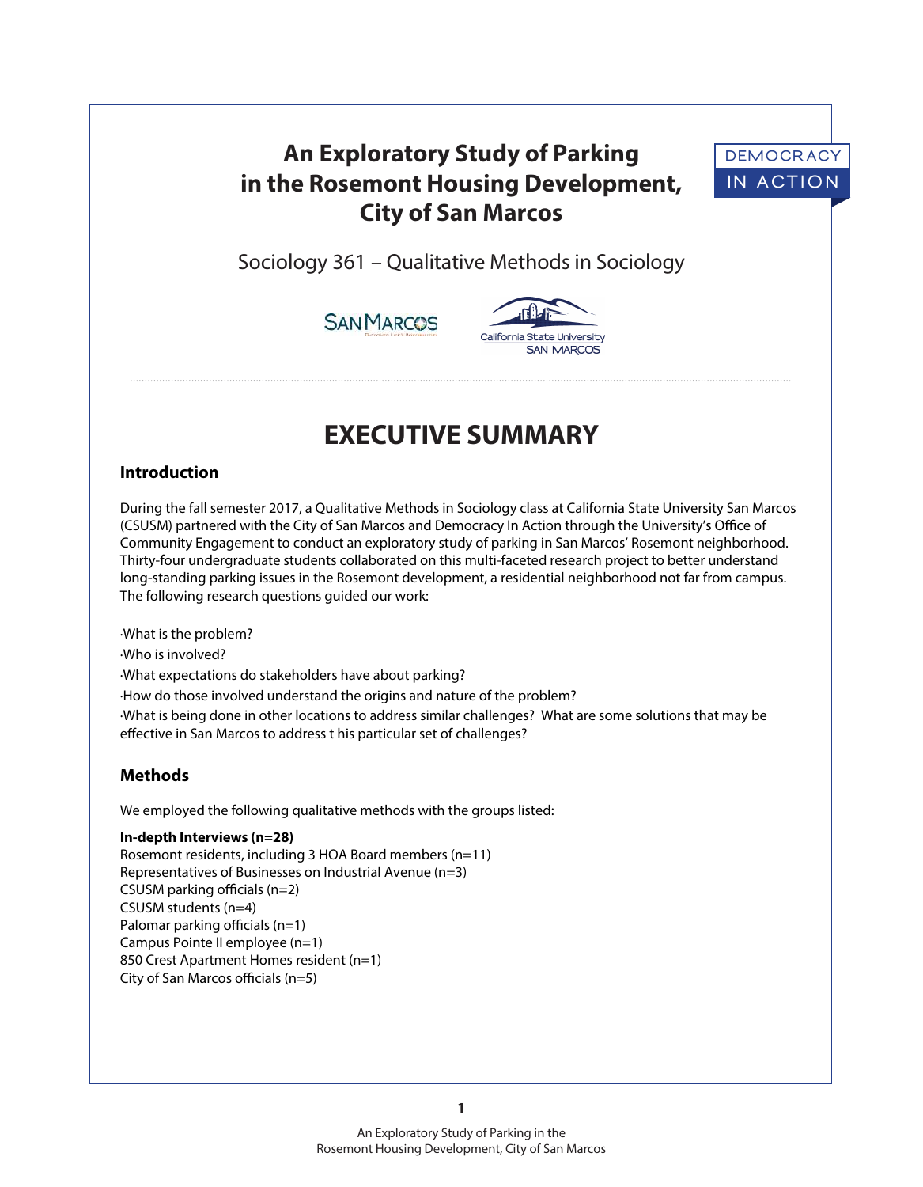# An Exploratory Study of Parking in the Rosemont Housing Development, City of San Marcos

DEMOCRACY IN ACTION

Sociology 361 – Qualitative Methods in Sociology

## EXECUTIVE SUMMARY

### Introduction

During the fall semester 2017, a Qualitative Methods in Sociology class at California State University San Marcos (CSUSM) partnered with the City of San Marcos and Democracy In Action through the University's Office of Community Engagement to conduct an exploratory study of parking in San Marcos' Rosemont neighborhood. Thirty-four undergraduate students collaborated on this multi-faceted research project to better understand long-standing parking issues in the Rosemont development, a residential neighborhood not far from campus. The following research questions guided our work:

·What is the problem?

·Who is involved?

·What expectations do stakeholders have about parking?

·How do those involved understand the origins and nature of the problem?

·What is being done in other locations to address similar challenges? What are some solutions that may be effective in San Marcos to address t his particular set of challenges?

### Methods

We employed the following qualitative methods with the groups listed:

**In-depth Interviews (n=28)**
Rosemont residents, including 3 HOA Board members (n=11)
Representatives of Businesses on Industrial Avenue (n=3)
CSUSM parking officials (n=2)
CSUSM students (n=4)
Palomar parking officials (n=1)
Campus Pointe II employee (n=1)
850 Crest Apartment Homes resident (n=1)
City of San Marcos officials (n=5)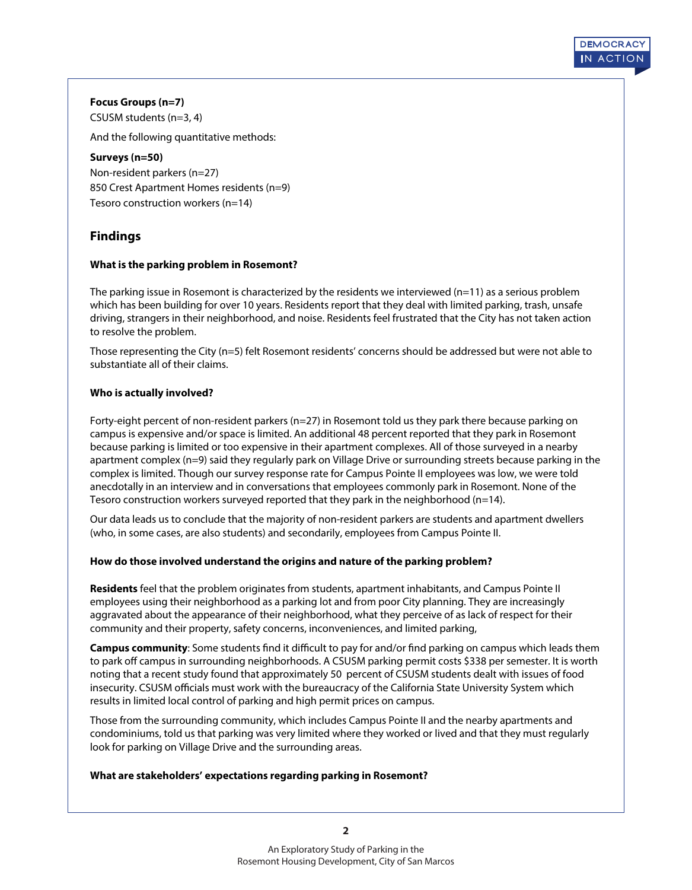**Focus Groups (n=7)**

CSUSM students (n=3, 4)

And the following quantitative methods:

**Surveys (n=50)**

Non-resident parkers (n=27)

850 Crest Apartment Homes residents (n=9)

Tesoro construction workers (n=14)

## Findings

**What is the parking problem in Rosemont?**

The parking issue in Rosemont is characterized by the residents we interviewed (n=11) as a serious problem which has been building for over 10 years. Residents report that they deal with limited parking, trash, unsafe driving, strangers in their neighborhood, and noise. Residents feel frustrated that the City has not taken action to resolve the problem.

Those representing the City (n=5) felt Rosemont residents' concerns should be addressed but were not able to substantiate all of their claims.

**Who is actually involved?**

Forty-eight percent of non-resident parkers (n=27) in Rosemont told us they park there because parking on campus is expensive and/or space is limited. An additional 48 percent reported that they park in Rosemont because parking is limited or too expensive in their apartment complexes. All of those surveyed in a nearby apartment complex (n=9) said they regularly park on Village Drive or surrounding streets because parking in the complex is limited. Though our survey response rate for Campus Pointe II employees was low, we were told anecdotally in an interview and in conversations that employees commonly park in Rosemont. None of the Tesoro construction workers surveyed reported that they park in the neighborhood (n=14).

Our data leads us to conclude that the majority of non-resident parkers are students and apartment dwellers (who, in some cases, are also students) and secondarily, employees from Campus Pointe II.

**How do those involved understand the origins and nature of the parking problem?**

**Residents** feel that the problem originates from students, apartment inhabitants, and Campus Pointe II employees using their neighborhood as a parking lot and from poor City planning. They are increasingly aggravated about the appearance of their neighborhood, what they perceive of as lack of respect for their community and their property, safety concerns, inconveniences, and limited parking,

**Campus community**: Some students find it difficult to pay for and/or find parking on campus which leads them to park off campus in surrounding neighborhoods. A CSUSM parking permit costs $338 per semester. It is worth noting that a recent study found that approximately 50 percent of CSUSM students dealt with issues of food insecurity. CSUSM officials must work with the bureaucracy of the California State University System which results in limited local control of parking and high permit prices on campus.

Those from the surrounding community, which includes Campus Pointe II and the nearby apartments and condominiums, told us that parking was very limited where they worked or lived and that they must regularly look for parking on Village Drive and the surrounding areas.

**What are stakeholders' expectations regarding parking in Rosemont?**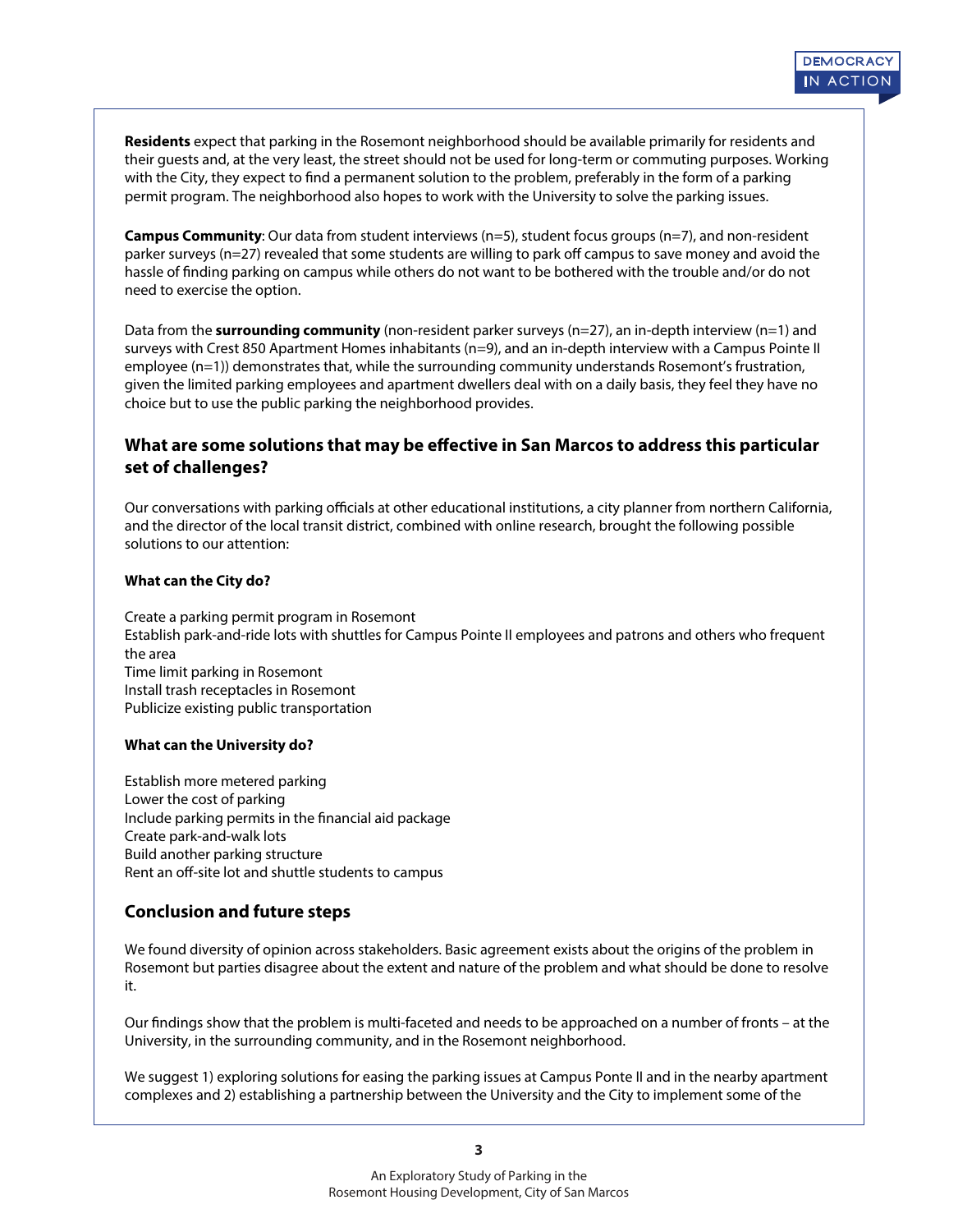**Residents** expect that parking in the Rosemont neighborhood should be available primarily for residents and their guests and, at the very least, the street should not be used for long-term or commuting purposes. Working with the City, they expect to find a permanent solution to the problem, preferably in the form of a parking permit program. The neighborhood also hopes to work with the University to solve the parking issues.

**Campus Community**: Our data from student interviews (n=5), student focus groups (n=7), and non-resident parker surveys (n=27) revealed that some students are willing to park off campus to save money and avoid the hassle of finding parking on campus while others do not want to be bothered with the trouble and/or do not need to exercise the option.

Data from the **surrounding community** (non-resident parker surveys (n=27), an in-depth interview (n=1) and surveys with Crest 850 Apartment Homes inhabitants (n=9), and an in-depth interview with a Campus Pointe II employee (n=1)) demonstrates that, while the surrounding community understands Rosemont's frustration, given the limited parking employees and apartment dwellers deal with on a daily basis, they feel they have no choice but to use the public parking the neighborhood provides.

### What are some solutions that may be effective in San Marcos to address this particular set of challenges?

Our conversations with parking officials at other educational institutions, a city planner from northern California, and the director of the local transit district, combined with online research, brought the following possible solutions to our attention:

**What can the City do?**

Create a parking permit program in Rosemont
Establish park-and-ride lots with shuttles for Campus Pointe II employees and patrons and others who frequent the area
Time limit parking in Rosemont
Install trash receptacles in Rosemont
Publicize existing public transportation

**What can the University do?**

Establish more metered parking
Lower the cost of parking
Include parking permits in the financial aid package
Create park-and-walk lots
Build another parking structure
Rent an off-site lot and shuttle students to campus

### Conclusion and future steps

We found diversity of opinion across stakeholders. Basic agreement exists about the origins of the problem in Rosemont but parties disagree about the extent and nature of the problem and what should be done to resolve it.

Our findings show that the problem is multi-faceted and needs to be approached on a number of fronts – at the University, in the surrounding community, and in the Rosemont neighborhood.

We suggest 1) exploring solutions for easing the parking issues at Campus Ponte II and in the nearby apartment complexes and 2) establishing a partnership between the University and the City to implement some of the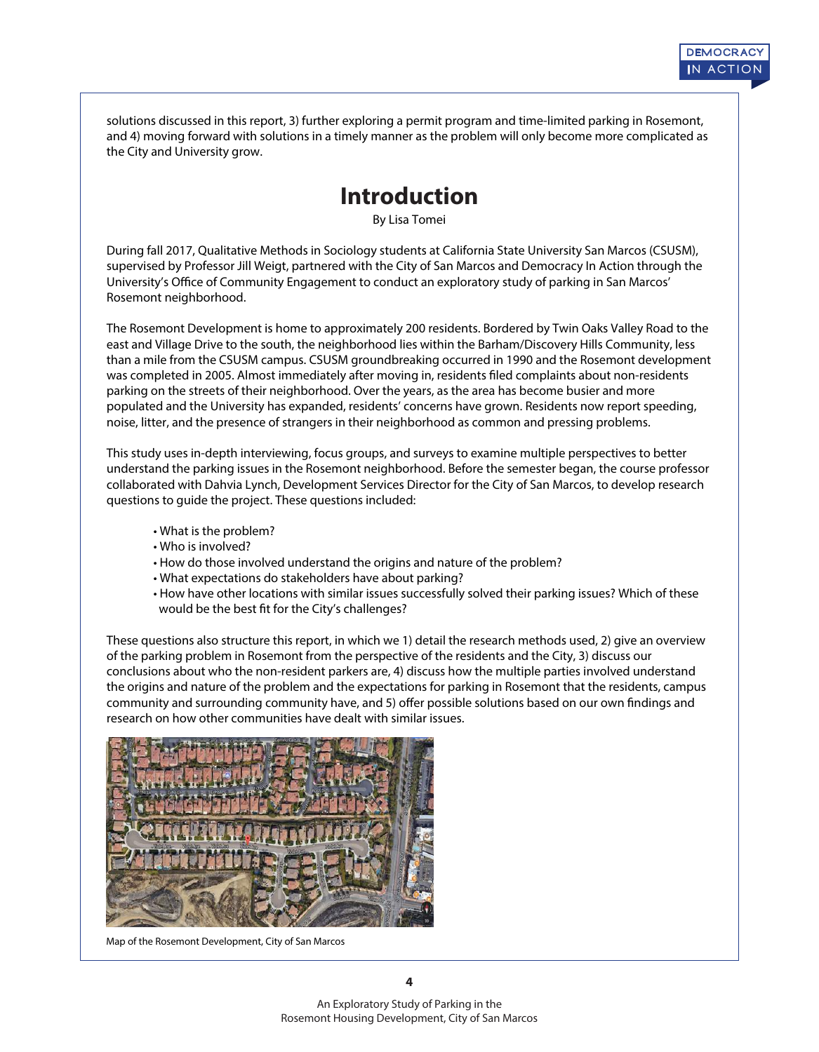solutions discussed in this report, 3) further exploring a permit program and time-limited parking in Rosemont, and 4) moving forward with solutions in a timely manner as the problem will only become more complicated as the City and University grow.

# Introduction

By Lisa Tomei

During fall 2017, Qualitative Methods in Sociology students at California State University San Marcos (CSUSM), supervised by Professor Jill Weigt, partnered with the City of San Marcos and Democracy In Action through the University's Office of Community Engagement to conduct an exploratory study of parking in San Marcos' Rosemont neighborhood.

The Rosemont Development is home to approximately 200 residents. Bordered by Twin Oaks Valley Road to the east and Village Drive to the south, the neighborhood lies within the Barham/Discovery Hills Community, less than a mile from the CSUSM campus. CSUSM groundbreaking occurred in 1990 and the Rosemont development was completed in 2005. Almost immediately after moving in, residents filed complaints about non-residents parking on the streets of their neighborhood. Over the years, as the area has become busier and more populated and the University has expanded, residents' concerns have grown. Residents now report speeding, noise, litter, and the presence of strangers in their neighborhood as common and pressing problems.

This study uses in-depth interviewing, focus groups, and surveys to examine multiple perspectives to better understand the parking issues in the Rosemont neighborhood. Before the semester began, the course professor collaborated with Dahvia Lynch, Development Services Director for the City of San Marcos, to develop research questions to guide the project. These questions included:

- What is the problem?
- Who is involved?
- How do those involved understand the origins and nature of the problem?
- What expectations do stakeholders have about parking?
- How have other locations with similar issues successfully solved their parking issues? Which of these would be the best fit for the City's challenges?

These questions also structure this report, in which we 1) detail the research methods used, 2) give an overview of the parking problem in Rosemont from the perspective of the residents and the City, 3) discuss our conclusions about who the non-resident parkers are, 4) discuss how the multiple parties involved understand the origins and nature of the problem and the expectations for parking in Rosemont that the residents, campus community and surrounding community have, and 5) offer possible solutions based on our own findings and research on how other communities have dealt with similar issues.

Map of the Rosemont Development, City of San Marcos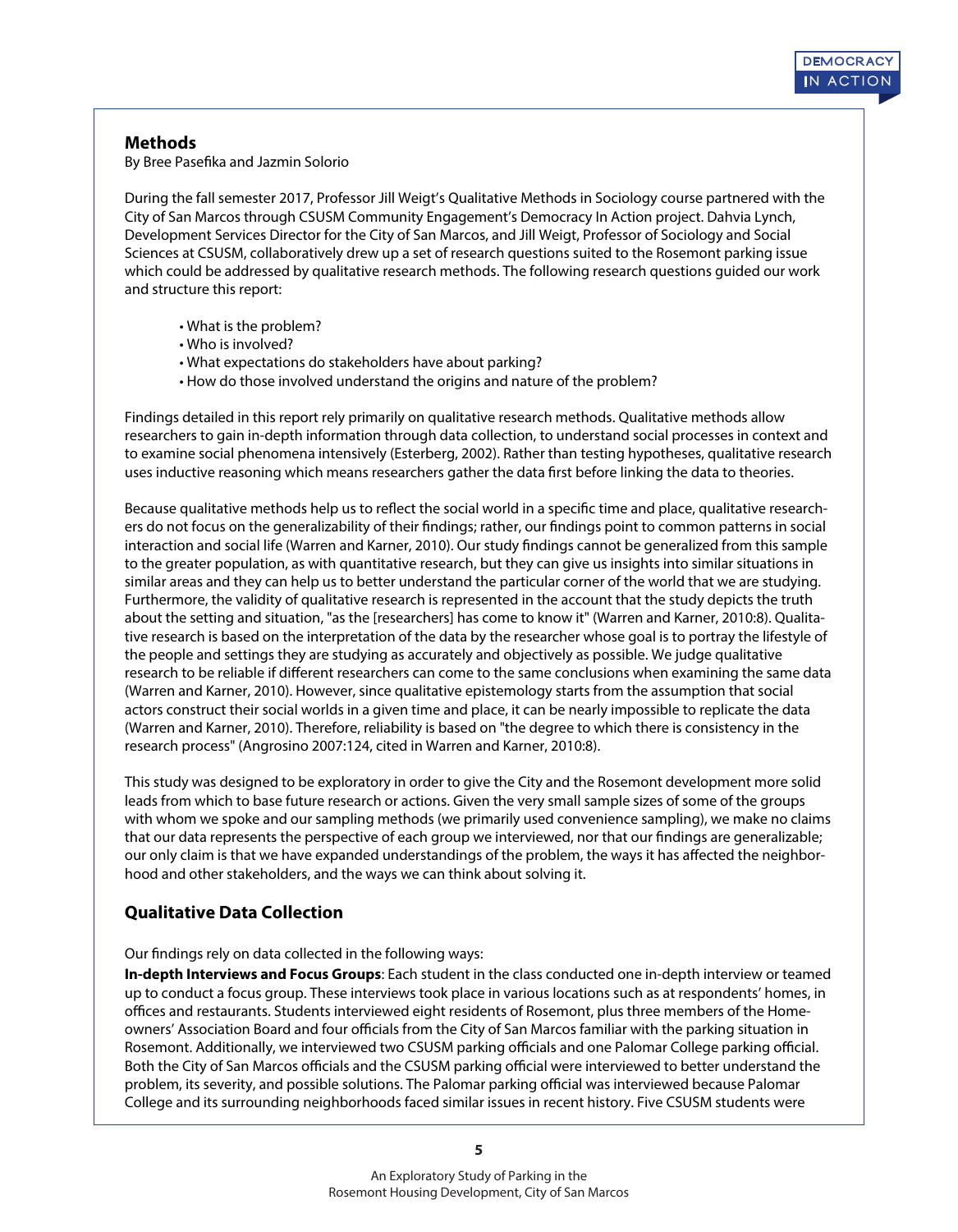## Methods

By Bree Pasefika and Jazmin Solorio

During the fall semester 2017, Professor Jill Weigt's Qualitative Methods in Sociology course partnered with the City of San Marcos through CSUSM Community Engagement's Democracy In Action project. Dahvia Lynch, Development Services Director for the City of San Marcos, and Jill Weigt, Professor of Sociology and Social Sciences at CSUSM, collaboratively drew up a set of research questions suited to the Rosemont parking issue which could be addressed by qualitative research methods. The following research questions guided our work and structure this report:

- What is the problem?
- Who is involved?
- What expectations do stakeholders have about parking?
- How do those involved understand the origins and nature of the problem?

Findings detailed in this report rely primarily on qualitative research methods. Qualitative methods allow researchers to gain in-depth information through data collection, to understand social processes in context and to examine social phenomena intensively (Esterberg, 2002). Rather than testing hypotheses, qualitative research uses inductive reasoning which means researchers gather the data first before linking the data to theories.

Because qualitative methods help us to reflect the social world in a specific time and place, qualitative researchers do not focus on the generalizability of their findings; rather, our findings point to common patterns in social interaction and social life (Warren and Karner, 2010). Our study findings cannot be generalized from this sample to the greater population, as with quantitative research, but they can give us insights into similar situations in similar areas and they can help us to better understand the particular corner of the world that we are studying. Furthermore, the validity of qualitative research is represented in the account that the study depicts the truth about the setting and situation, "as the [researchers] has come to know it" (Warren and Karner, 2010:8). Qualitative research is based on the interpretation of the data by the researcher whose goal is to portray the lifestyle of the people and settings they are studying as accurately and objectively as possible. We judge qualitative research to be reliable if different researchers can come to the same conclusions when examining the same data (Warren and Karner, 2010). However, since qualitative epistemology starts from the assumption that social actors construct their social worlds in a given time and place, it can be nearly impossible to replicate the data (Warren and Karner, 2010). Therefore, reliability is based on "the degree to which there is consistency in the research process" (Angrosino 2007:124, cited in Warren and Karner, 2010:8).

This study was designed to be exploratory in order to give the City and the Rosemont development more solid leads from which to base future research or actions. Given the very small sample sizes of some of the groups with whom we spoke and our sampling methods (we primarily used convenience sampling), we make no claims that our data represents the perspective of each group we interviewed, nor that our findings are generalizable; our only claim is that we have expanded understandings of the problem, the ways it has affected the neighborhood and other stakeholders, and the ways we can think about solving it.

## Qualitative Data Collection

Our findings rely on data collected in the following ways:

**In-depth Interviews and Focus Groups**: Each student in the class conducted one in-depth interview or teamed up to conduct a focus group. These interviews took place in various locations such as at respondents' homes, in offices and restaurants. Students interviewed eight residents of Rosemont, plus three members of the Homeowners' Association Board and four officials from the City of San Marcos familiar with the parking situation in Rosemont. Additionally, we interviewed two CSUSM parking officials and one Palomar College parking official. Both the City of San Marcos officials and the CSUSM parking official were interviewed to better understand the problem, its severity, and possible solutions. The Palomar parking official was interviewed because Palomar College and its surrounding neighborhoods faced similar issues in recent history. Five CSUSM students were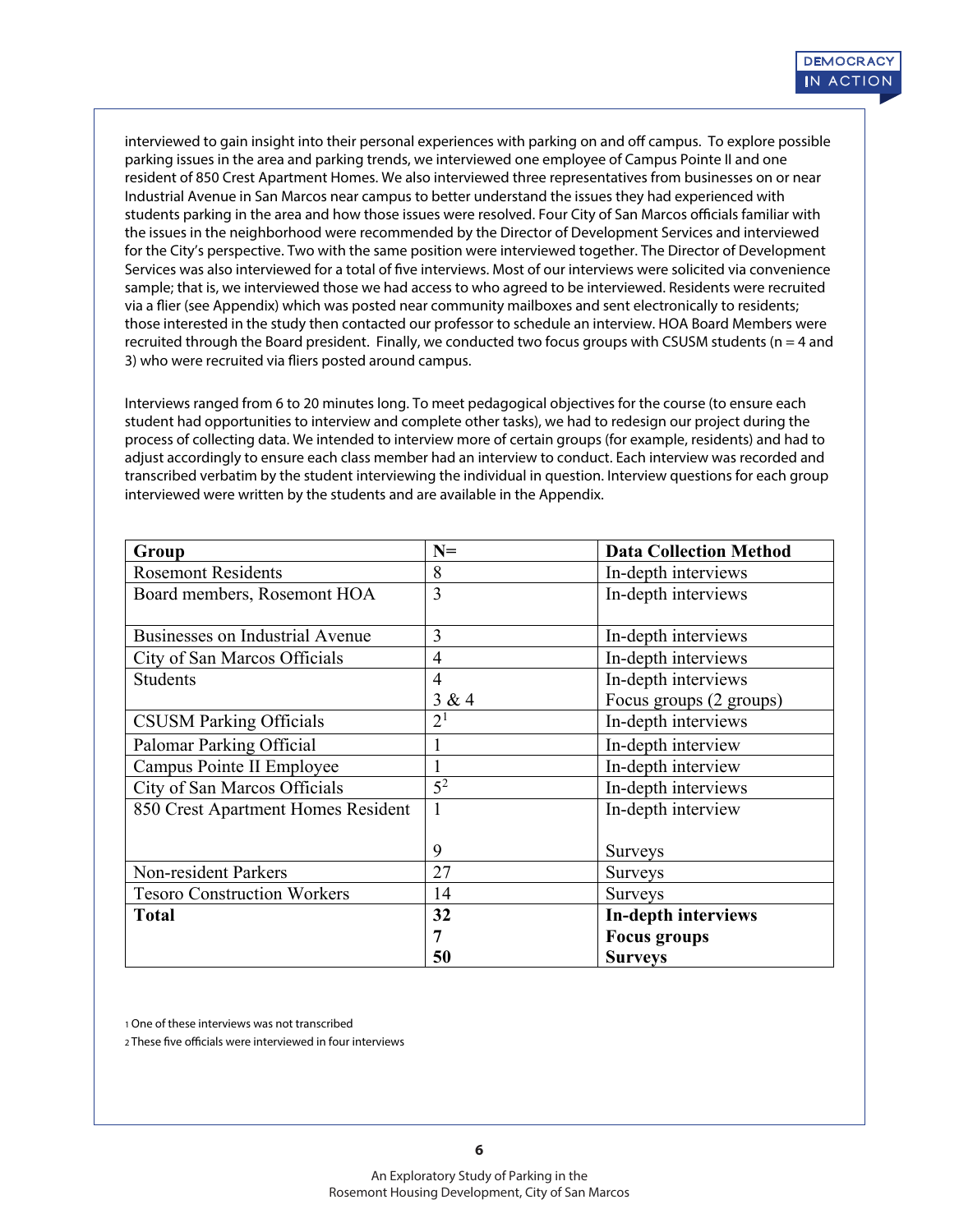interviewed to gain insight into their personal experiences with parking on and off campus. To explore possible parking issues in the area and parking trends, we interviewed one employee of Campus Pointe II and one resident of 850 Crest Apartment Homes. We also interviewed three representatives from businesses on or near Industrial Avenue in San Marcos near campus to better understand the issues they had experienced with students parking in the area and how those issues were resolved. Four City of San Marcos officials familiar with the issues in the neighborhood were recommended by the Director of Development Services and interviewed for the City's perspective. Two with the same position were interviewed together. The Director of Development Services was also interviewed for a total of five interviews. Most of our interviews were solicited via convenience sample; that is, we interviewed those we had access to who agreed to be interviewed. Residents were recruited via a flier (see Appendix) which was posted near community mailboxes and sent electronically to residents; those interested in the study then contacted our professor to schedule an interview. HOA Board Members were recruited through the Board president. Finally, we conducted two focus groups with CSUSM students (n = 4 and 3) who were recruited via fliers posted around campus.

Interviews ranged from 6 to 20 minutes long. To meet pedagogical objectives for the course (to ensure each student had opportunities to interview and complete other tasks), we had to redesign our project during the process of collecting data. We intended to interview more of certain groups (for example, residents) and had to adjust accordingly to ensure each class member had an interview to conduct. Each interview was recorded and transcribed verbatim by the student interviewing the individual in question. Interview questions for each group interviewed were written by the students and are available in the Appendix.

| Group | N= | Data Collection Method |
|---|---|---|
| Rosemont Residents | 8 | In-depth interviews |
| Board members, Rosemont HOA | 3 | In-depth interviews |
| Businesses on Industrial Avenue | 3 | In-depth interviews |
| City of San Marcos Officials | 4 | In-depth interviews |
| Students | 4<br>3 & 4 | In-depth interviews<br>Focus groups (2 groups) |
| CSUSM Parking Officials | 2[1] | In-depth interviews |
| Palomar Parking Official | 1 | In-depth interview |
| Campus Pointe II Employee | 1 | In-depth interview |
| City of San Marcos Officials | 5[2] | In-depth interviews |
| 850 Crest Apartment Homes Resident | 1<br>9 | In-depth interview<br>Surveys |
| Non-resident Parkers | 27 | Surveys |
| Tesoro Construction Workers | 14 | Surveys |
| **Total** | **32**<br>**7**<br>**50** | **In-depth interviews**<br>**Focus groups**<br>**Surveys** |

[1] One of these interviews was not transcribed

[2] These five officials were interviewed in four interviews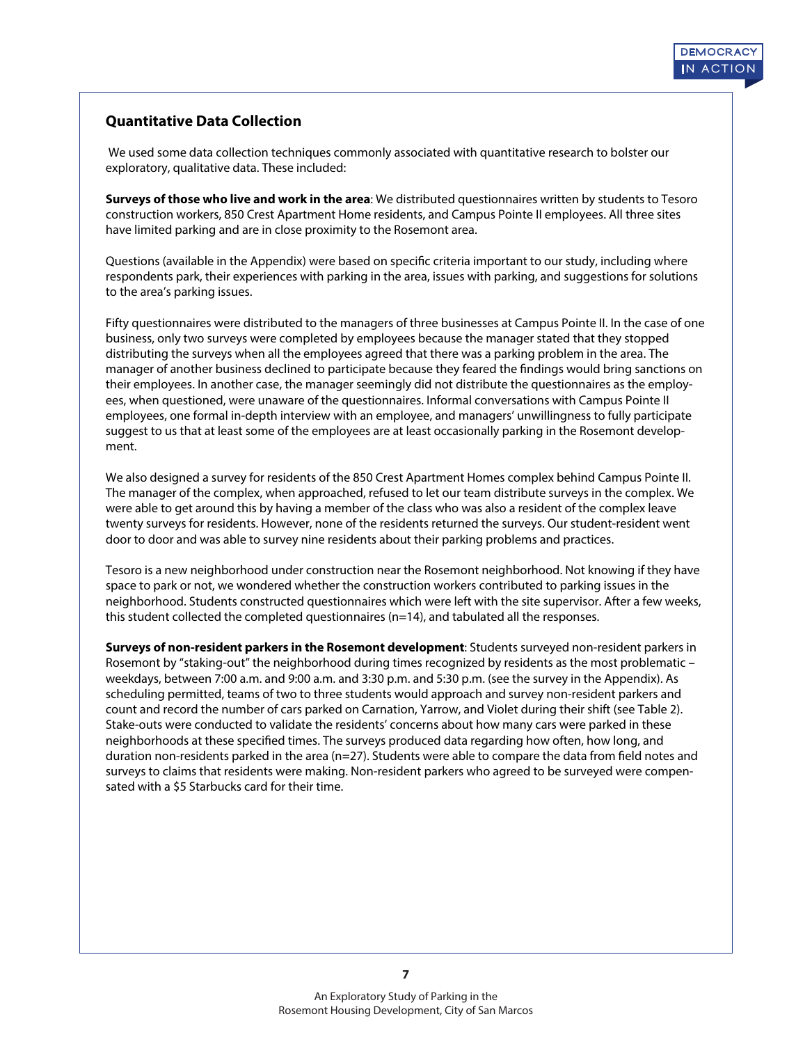## Quantitative Data Collection

We used some data collection techniques commonly associated with quantitative research to bolster our exploratory, qualitative data. These included:

**Surveys of those who live and work in the area**: We distributed questionnaires written by students to Tesoro construction workers, 850 Crest Apartment Home residents, and Campus Pointe II employees. All three sites have limited parking and are in close proximity to the Rosemont area.

Questions (available in the Appendix) were based on specific criteria important to our study, including where respondents park, their experiences with parking in the area, issues with parking, and suggestions for solutions to the area's parking issues.

Fifty questionnaires were distributed to the managers of three businesses at Campus Pointe II. In the case of one business, only two surveys were completed by employees because the manager stated that they stopped distributing the surveys when all the employees agreed that there was a parking problem in the area. The manager of another business declined to participate because they feared the findings would bring sanctions on their employees. In another case, the manager seemingly did not distribute the questionnaires as the employees, when questioned, were unaware of the questionnaires. Informal conversations with Campus Pointe II employees, one formal in-depth interview with an employee, and managers' unwillingness to fully participate suggest to us that at least some of the employees are at least occasionally parking in the Rosemont development.

We also designed a survey for residents of the 850 Crest Apartment Homes complex behind Campus Pointe II. The manager of the complex, when approached, refused to let our team distribute surveys in the complex. We were able to get around this by having a member of the class who was also a resident of the complex leave twenty surveys for residents. However, none of the residents returned the surveys. Our student-resident went door to door and was able to survey nine residents about their parking problems and practices.

Tesoro is a new neighborhood under construction near the Rosemont neighborhood. Not knowing if they have space to park or not, we wondered whether the construction workers contributed to parking issues in the neighborhood. Students constructed questionnaires which were left with the site supervisor. After a few weeks, this student collected the completed questionnaires (n=14), and tabulated all the responses.

**Surveys of non-resident parkers in the Rosemont development**: Students surveyed non-resident parkers in Rosemont by "staking-out" the neighborhood during times recognized by residents as the most problematic – weekdays, between 7:00 a.m. and 9:00 a.m. and 3:30 p.m. and 5:30 p.m. (see the survey in the Appendix). As scheduling permitted, teams of two to three students would approach and survey non-resident parkers and count and record the number of cars parked on Carnation, Yarrow, and Violet during their shift (see Table 2). Stake-outs were conducted to validate the residents' concerns about how many cars were parked in these neighborhoods at these specified times. The surveys produced data regarding how often, how long, and duration non-residents parked in the area (n=27). Students were able to compare the data from field notes and surveys to claims that residents were making. Non-resident parkers who agreed to be surveyed were compensated with a $5 Starbucks card for their time.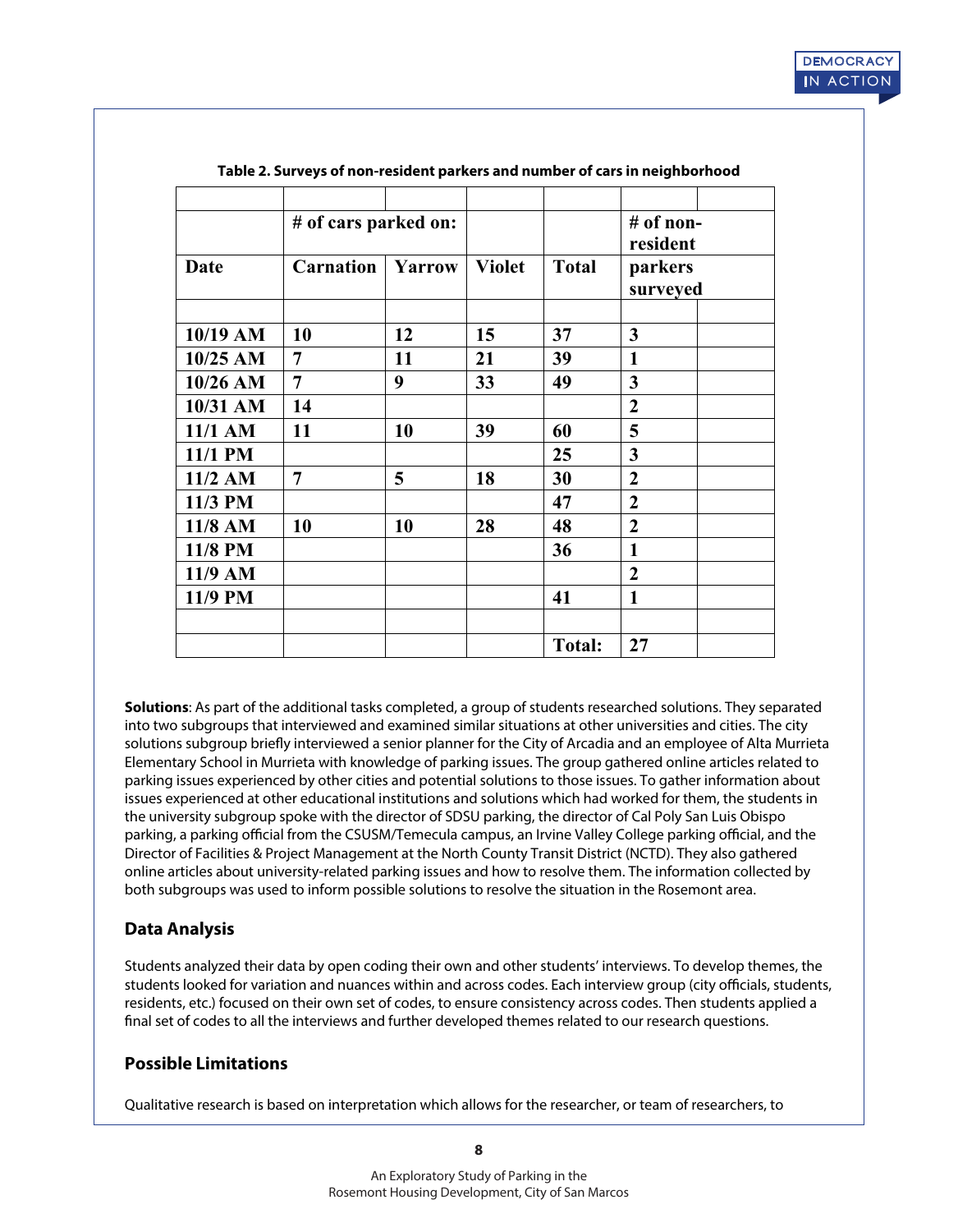**Table 2. Surveys of non-resident parkers and number of cars in neighborhood**

| Date | # of cars parked on: Carnation | Yarrow | Violet | Total | # of non-resident parkers surveyed |
|---|---|---|---|---|---|
| 10/19 AM | 10 | 12 | 15 | 37 | 3 |
| 10/25 AM | 7 | 11 | 21 | 39 | 1 |
| 10/26 AM | 7 | 9 | 33 | 49 | 3 |
| 10/31 AM | 14 | | | | 2 |
| 11/1 AM | 11 | 10 | 39 | 60 | 5 |
| 11/1 PM | | | | 25 | 3 |
| 11/2 AM | 7 | 5 | 18 | 30 | 2 |
| 11/3 PM | | | | 47 | 2 |
| 11/8 AM | 10 | 10 | 28 | 48 | 2 |
| 11/8 PM | | | | 36 | 1 |
| 11/9 AM | | | | | 2 |
| 11/9 PM | | | | 41 | 1 |
| | | | | **Total:** | 27 |

**Solutions**: As part of the additional tasks completed, a group of students researched solutions. They separated into two subgroups that interviewed and examined similar situations at other universities and cities. The city solutions subgroup briefly interviewed a senior planner for the City of Arcadia and an employee of Alta Murrieta Elementary School in Murrieta with knowledge of parking issues. The group gathered online articles related to parking issues experienced by other cities and potential solutions to those issues. To gather information about issues experienced at other educational institutions and solutions which had worked for them, the students in the university subgroup spoke with the director of SDSU parking, the director of Cal Poly San Luis Obispo parking, a parking official from the CSUSM/Temecula campus, an Irvine Valley College parking official, and the Director of Facilities & Project Management at the North County Transit District (NCTD). They also gathered online articles about university-related parking issues and how to resolve them. The information collected by both subgroups was used to inform possible solutions to resolve the situation in the Rosemont area.

## Data Analysis

Students analyzed their data by open coding their own and other students' interviews. To develop themes, the students looked for variation and nuances within and across codes. Each interview group (city officials, students, residents, etc.) focused on their own set of codes, to ensure consistency across codes. Then students applied a final set of codes to all the interviews and further developed themes related to our research questions.

## Possible Limitations

Qualitative research is based on interpretation which allows for the researcher, or team of researchers, to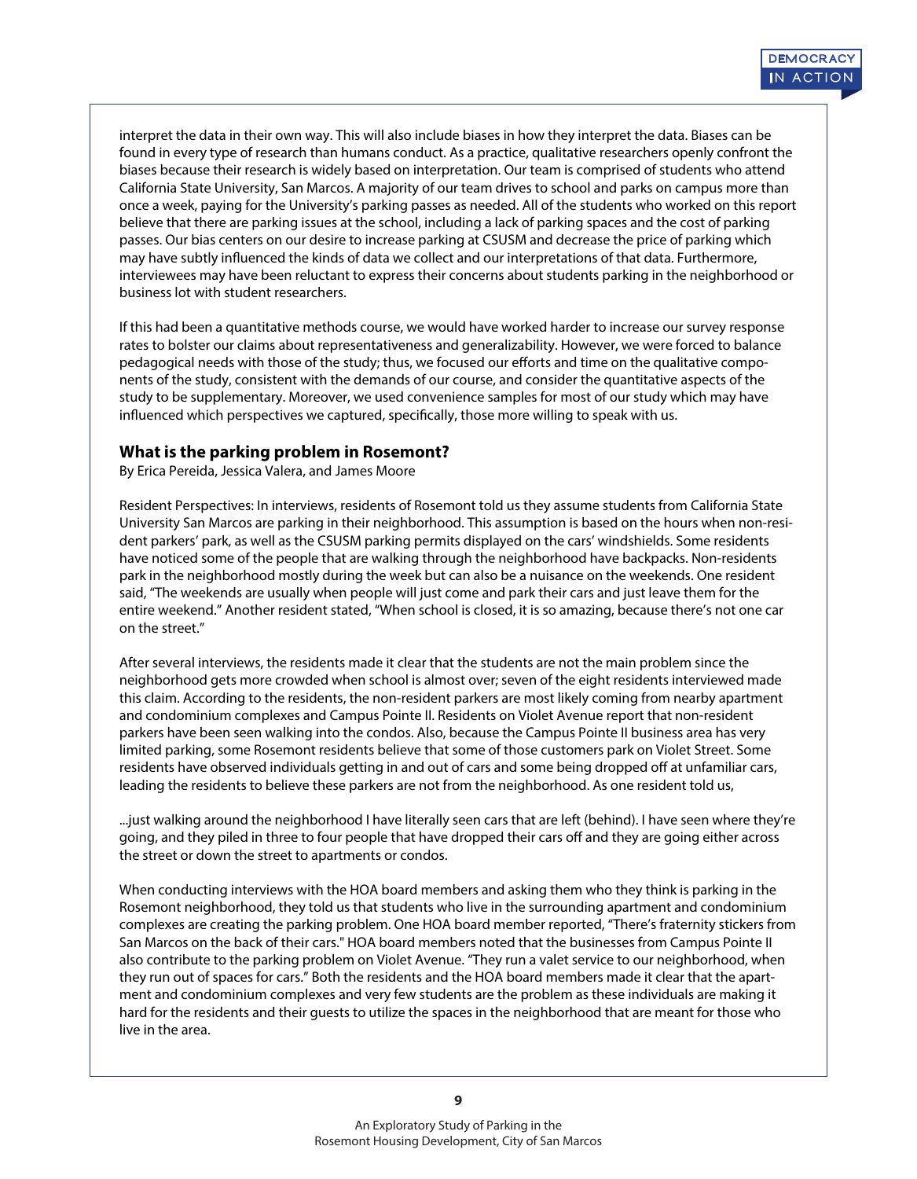interpret the data in their own way. This will also include biases in how they interpret the data. Biases can be found in every type of research than humans conduct. As a practice, qualitative researchers openly confront the biases because their research is widely based on interpretation. Our team is comprised of students who attend California State University, San Marcos. A majority of our team drives to school and parks on campus more than once a week, paying for the University's parking passes as needed. All of the students who worked on this report believe that there are parking issues at the school, including a lack of parking spaces and the cost of parking passes. Our bias centers on our desire to increase parking at CSUSM and decrease the price of parking which may have subtly influenced the kinds of data we collect and our interpretations of that data. Furthermore, interviewees may have been reluctant to express their concerns about students parking in the neighborhood or business lot with student researchers.

If this had been a quantitative methods course, we would have worked harder to increase our survey response rates to bolster our claims about representativeness and generalizability. However, we were forced to balance pedagogical needs with those of the study; thus, we focused our efforts and time on the qualitative components of the study, consistent with the demands of our course, and consider the quantitative aspects of the study to be supplementary. Moreover, we used convenience samples for most of our study which may have influenced which perspectives we captured, specifically, those more willing to speak with us.

### What is the parking problem in Rosemont?

By Erica Pereida, Jessica Valera, and James Moore

Resident Perspectives: In interviews, residents of Rosemont told us they assume students from California State University San Marcos are parking in their neighborhood. This assumption is based on the hours when non-resident parkers' park, as well as the CSUSM parking permits displayed on the cars' windshields. Some residents have noticed some of the people that are walking through the neighborhood have backpacks. Non-residents park in the neighborhood mostly during the week but can also be a nuisance on the weekends. One resident said, "The weekends are usually when people will just come and park their cars and just leave them for the entire weekend." Another resident stated, "When school is closed, it is so amazing, because there's not one car on the street."

After several interviews, the residents made it clear that the students are not the main problem since the neighborhood gets more crowded when school is almost over; seven of the eight residents interviewed made this claim. According to the residents, the non-resident parkers are most likely coming from nearby apartment and condominium complexes and Campus Pointe II. Residents on Violet Avenue report that non-resident parkers have been seen walking into the condos. Also, because the Campus Pointe II business area has very limited parking, some Rosemont residents believe that some of those customers park on Violet Street. Some residents have observed individuals getting in and out of cars and some being dropped off at unfamiliar cars, leading the residents to believe these parkers are not from the neighborhood. As one resident told us,

> ...just walking around the neighborhood I have literally seen cars that are left (behind). I have seen where they're going, and they piled in three to four people that have dropped their cars off and they are going either across the street or down the street to apartments or condos.

When conducting interviews with the HOA board members and asking them who they think is parking in the Rosemont neighborhood, they told us that students who live in the surrounding apartment and condominium complexes are creating the parking problem. One HOA board member reported, "There's fraternity stickers from San Marcos on the back of their cars." HOA board members noted that the businesses from Campus Pointe II also contribute to the parking problem on Violet Avenue. "They run a valet service to our neighborhood, when they run out of spaces for cars." Both the residents and the HOA board members made it clear that the apartment and condominium complexes and very few students are the problem as these individuals are making it hard for the residents and their guests to utilize the spaces in the neighborhood that are meant for those who live in the area.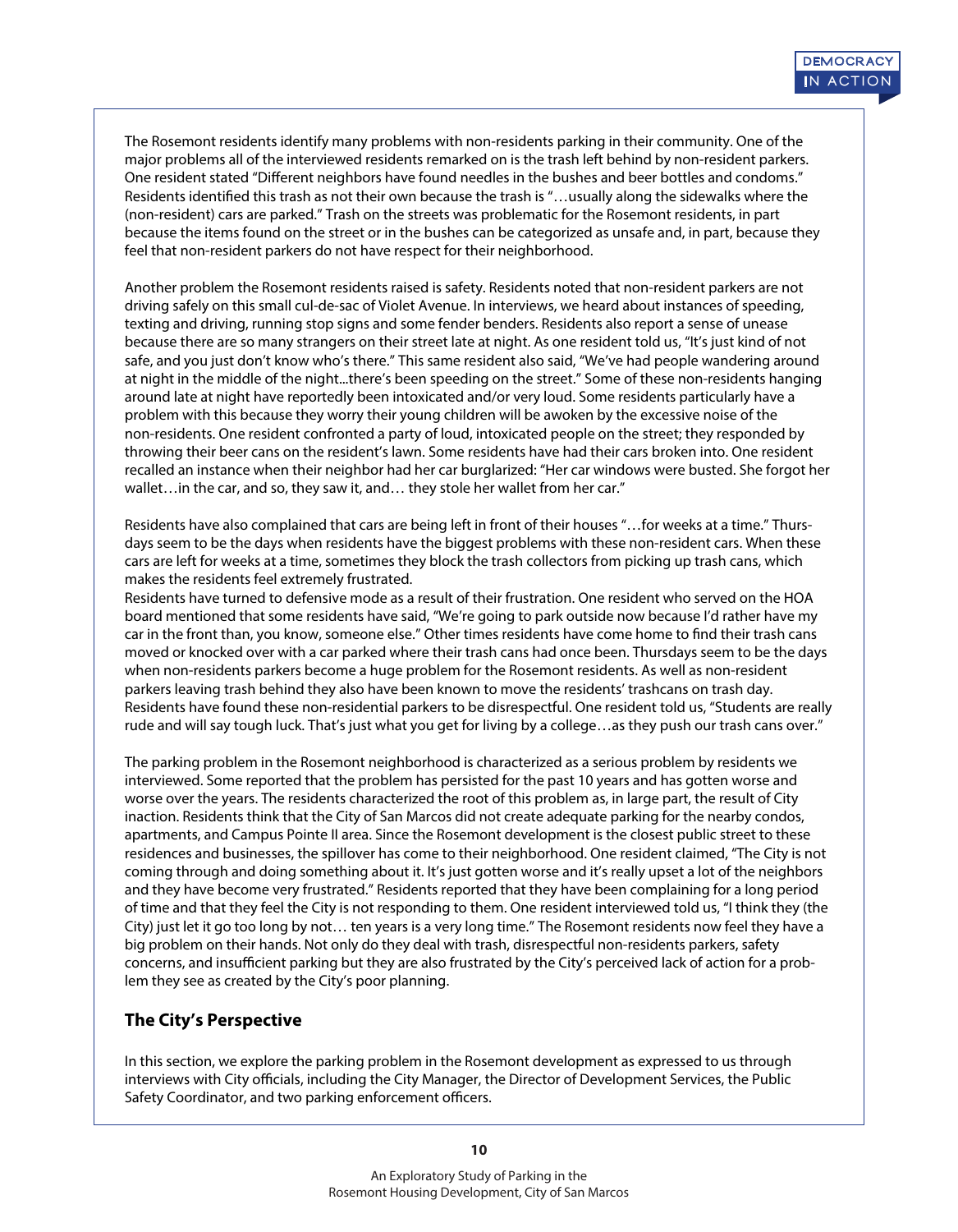The Rosemont residents identify many problems with non-residents parking in their community. One of the major problems all of the interviewed residents remarked on is the trash left behind by non-resident parkers. One resident stated "Different neighbors have found needles in the bushes and beer bottles and condoms." Residents identified this trash as not their own because the trash is "…usually along the sidewalks where the (non-resident) cars are parked." Trash on the streets was problematic for the Rosemont residents, in part because the items found on the street or in the bushes can be categorized as unsafe and, in part, because they feel that non-resident parkers do not have respect for their neighborhood.

Another problem the Rosemont residents raised is safety. Residents noted that non-resident parkers are not driving safely on this small cul-de-sac of Violet Avenue. In interviews, we heard about instances of speeding, texting and driving, running stop signs and some fender benders. Residents also report a sense of unease because there are so many strangers on their street late at night. As one resident told us, "It's just kind of not safe, and you just don't know who's there." This same resident also said, "We've had people wandering around at night in the middle of the night...there's been speeding on the street." Some of these non-residents hanging around late at night have reportedly been intoxicated and/or very loud. Some residents particularly have a problem with this because they worry their young children will be awoken by the excessive noise of the non-residents. One resident confronted a party of loud, intoxicated people on the street; they responded by throwing their beer cans on the resident's lawn. Some residents have had their cars broken into. One resident recalled an instance when their neighbor had her car burglarized: "Her car windows were busted. She forgot her wallet…in the car, and so, they saw it, and… they stole her wallet from her car."

Residents have also complained that cars are being left in front of their houses "…for weeks at a time." Thursdays seem to be the days when residents have the biggest problems with these non-resident cars. When these cars are left for weeks at a time, sometimes they block the trash collectors from picking up trash cans, which makes the residents feel extremely frustrated.

Residents have turned to defensive mode as a result of their frustration. One resident who served on the HOA board mentioned that some residents have said, "We're going to park outside now because I'd rather have my car in the front than, you know, someone else." Other times residents have come home to find their trash cans moved or knocked over with a car parked where their trash cans had once been. Thursdays seem to be the days when non-residents parkers become a huge problem for the Rosemont residents. As well as non-resident parkers leaving trash behind they also have been known to move the residents' trashcans on trash day. Residents have found these non-residential parkers to be disrespectful. One resident told us, "Students are really rude and will say tough luck. That's just what you get for living by a college…as they push our trash cans over."

The parking problem in the Rosemont neighborhood is characterized as a serious problem by residents we interviewed. Some reported that the problem has persisted for the past 10 years and has gotten worse and worse over the years. The residents characterized the root of this problem as, in large part, the result of City inaction. Residents think that the City of San Marcos did not create adequate parking for the nearby condos, apartments, and Campus Pointe II area. Since the Rosemont development is the closest public street to these residences and businesses, the spillover has come to their neighborhood. One resident claimed, "The City is not coming through and doing something about it. It's just gotten worse and it's really upset a lot of the neighbors and they have become very frustrated." Residents reported that they have been complaining for a long period of time and that they feel the City is not responding to them. One resident interviewed told us, "I think they (the City) just let it go too long by not… ten years is a very long time." The Rosemont residents now feel they have a big problem on their hands. Not only do they deal with trash, disrespectful non-residents parkers, safety concerns, and insufficient parking but they are also frustrated by the City's perceived lack of action for a problem they see as created by the City's poor planning.

## The City's Perspective

In this section, we explore the parking problem in the Rosemont development as expressed to us through interviews with City officials, including the City Manager, the Director of Development Services, the Public Safety Coordinator, and two parking enforcement officers.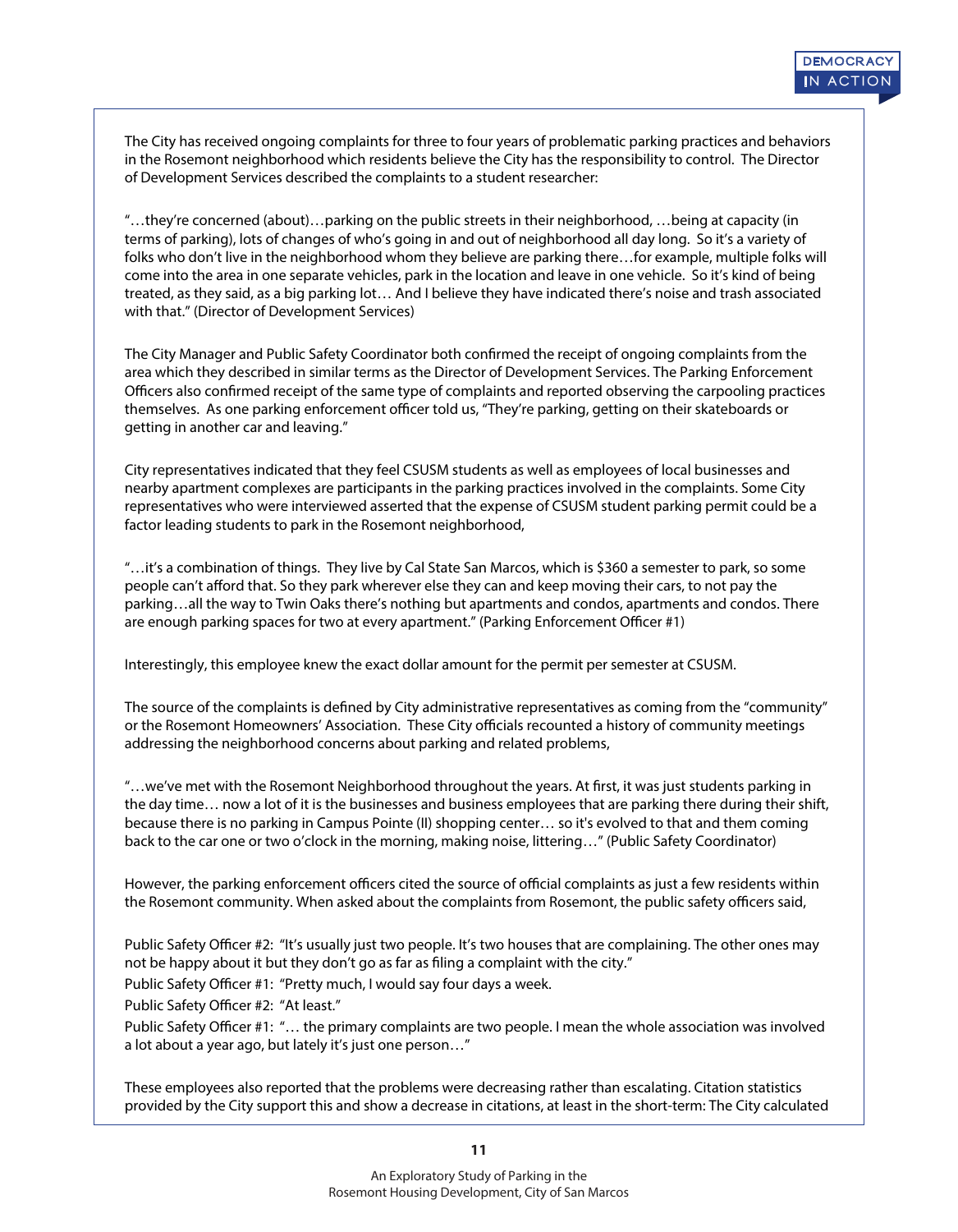The City has received ongoing complaints for three to four years of problematic parking practices and behaviors in the Rosemont neighborhood which residents believe the City has the responsibility to control. The Director of Development Services described the complaints to a student researcher:

"…they're concerned (about)…parking on the public streets in their neighborhood, …being at capacity (in terms of parking), lots of changes of who's going in and out of neighborhood all day long. So it's a variety of folks who don't live in the neighborhood whom they believe are parking there…for example, multiple folks will come into the area in one separate vehicles, park in the location and leave in one vehicle. So it's kind of being treated, as they said, as a big parking lot… And I believe they have indicated there's noise and trash associated with that." (Director of Development Services)

The City Manager and Public Safety Coordinator both confirmed the receipt of ongoing complaints from the area which they described in similar terms as the Director of Development Services. The Parking Enforcement Officers also confirmed receipt of the same type of complaints and reported observing the carpooling practices themselves. As one parking enforcement officer told us, "They're parking, getting on their skateboards or getting in another car and leaving."

City representatives indicated that they feel CSUSM students as well as employees of local businesses and nearby apartment complexes are participants in the parking practices involved in the complaints. Some City representatives who were interviewed asserted that the expense of CSUSM student parking permit could be a factor leading students to park in the Rosemont neighborhood,

"…it's a combination of things. They live by Cal State San Marcos, which is $360 a semester to park, so some people can't afford that. So they park wherever else they can and keep moving their cars, to not pay the parking…all the way to Twin Oaks there's nothing but apartments and condos, apartments and condos. There are enough parking spaces for two at every apartment." (Parking Enforcement Officer #1)

Interestingly, this employee knew the exact dollar amount for the permit per semester at CSUSM.

The source of the complaints is defined by City administrative representatives as coming from the "community" or the Rosemont Homeowners' Association. These City officials recounted a history of community meetings addressing the neighborhood concerns about parking and related problems,

"…we've met with the Rosemont Neighborhood throughout the years. At first, it was just students parking in the day time… now a lot of it is the businesses and business employees that are parking there during their shift, because there is no parking in Campus Pointe (II) shopping center… so it's evolved to that and them coming back to the car one or two o'clock in the morning, making noise, littering…" (Public Safety Coordinator)

However, the parking enforcement officers cited the source of official complaints as just a few residents within the Rosemont community. When asked about the complaints from Rosemont, the public safety officers said,

Public Safety Officer #2: "It's usually just two people. It's two houses that are complaining. The other ones may not be happy about it but they don't go as far as filing a complaint with the city."

Public Safety Officer #1: "Pretty much, I would say four days a week.

Public Safety Officer #2: "At least."

Public Safety Officer #1: "… the primary complaints are two people. I mean the whole association was involved a lot about a year ago, but lately it's just one person…"

These employees also reported that the problems were decreasing rather than escalating. Citation statistics provided by the City support this and show a decrease in citations, at least in the short-term: The City calculated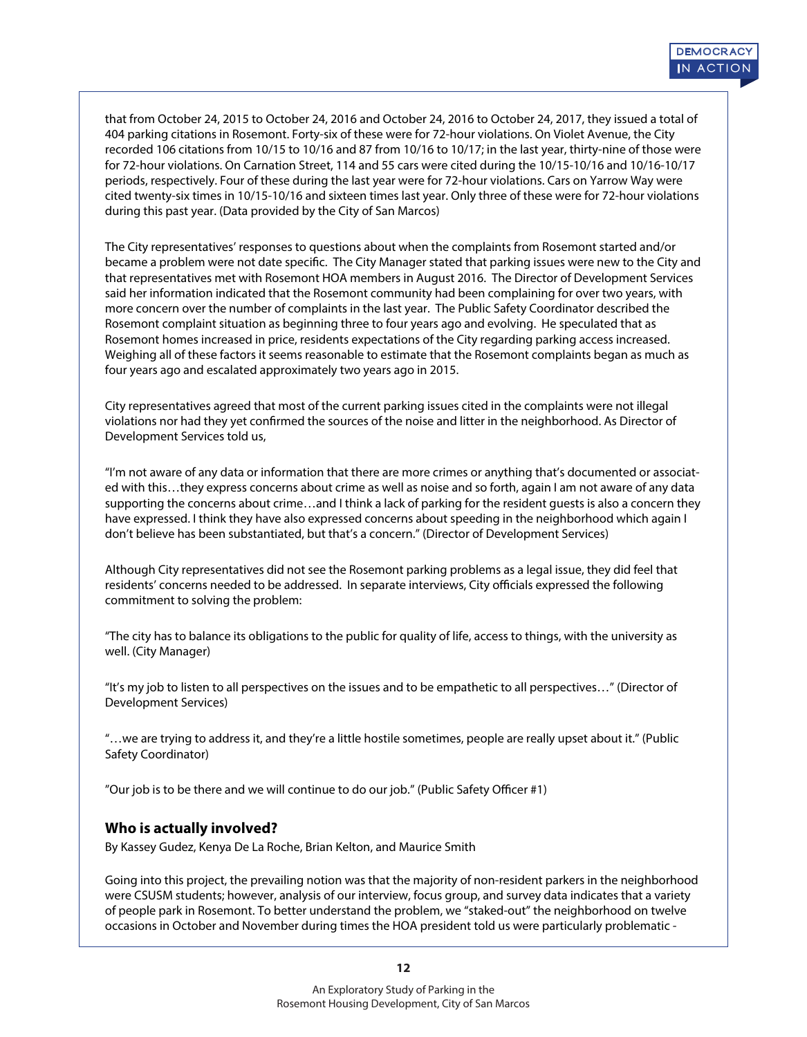that from October 24, 2015 to October 24, 2016 and October 24, 2016 to October 24, 2017, they issued a total of 404 parking citations in Rosemont. Forty-six of these were for 72-hour violations. On Violet Avenue, the City recorded 106 citations from 10/15 to 10/16 and 87 from 10/16 to 10/17; in the last year, thirty-nine of those were for 72-hour violations. On Carnation Street, 114 and 55 cars were cited during the 10/15-10/16 and 10/16-10/17 periods, respectively. Four of these during the last year were for 72-hour violations. Cars on Yarrow Way were cited twenty-six times in 10/15-10/16 and sixteen times last year. Only three of these were for 72-hour violations during this past year. (Data provided by the City of San Marcos)

The City representatives' responses to questions about when the complaints from Rosemont started and/or became a problem were not date specific. The City Manager stated that parking issues were new to the City and that representatives met with Rosemont HOA members in August 2016. The Director of Development Services said her information indicated that the Rosemont community had been complaining for over two years, with more concern over the number of complaints in the last year. The Public Safety Coordinator described the Rosemont complaint situation as beginning three to four years ago and evolving. He speculated that as Rosemont homes increased in price, residents expectations of the City regarding parking access increased. Weighing all of these factors it seems reasonable to estimate that the Rosemont complaints began as much as four years ago and escalated approximately two years ago in 2015.

City representatives agreed that most of the current parking issues cited in the complaints were not illegal violations nor had they yet confirmed the sources of the noise and litter in the neighborhood. As Director of Development Services told us,

"I'm not aware of any data or information that there are more crimes or anything that's documented or associated with this…they express concerns about crime as well as noise and so forth, again I am not aware of any data supporting the concerns about crime…and I think a lack of parking for the resident guests is also a concern they have expressed. I think they have also expressed concerns about speeding in the neighborhood which again I don't believe has been substantiated, but that's a concern." (Director of Development Services)

Although City representatives did not see the Rosemont parking problems as a legal issue, they did feel that residents' concerns needed to be addressed. In separate interviews, City officials expressed the following commitment to solving the problem:

"The city has to balance its obligations to the public for quality of life, access to things, with the university as well. (City Manager)

"It's my job to listen to all perspectives on the issues and to be empathetic to all perspectives…" (Director of Development Services)

"…we are trying to address it, and they're a little hostile sometimes, people are really upset about it." (Public Safety Coordinator)

"Our job is to be there and we will continue to do our job." (Public Safety Officer #1)

## Who is actually involved?

By Kassey Gudez, Kenya De La Roche, Brian Kelton, and Maurice Smith

Going into this project, the prevailing notion was that the majority of non-resident parkers in the neighborhood were CSUSM students; however, analysis of our interview, focus group, and survey data indicates that a variety of people park in Rosemont. To better understand the problem, we "staked-out" the neighborhood on twelve occasions in October and November during times the HOA president told us were particularly problematic -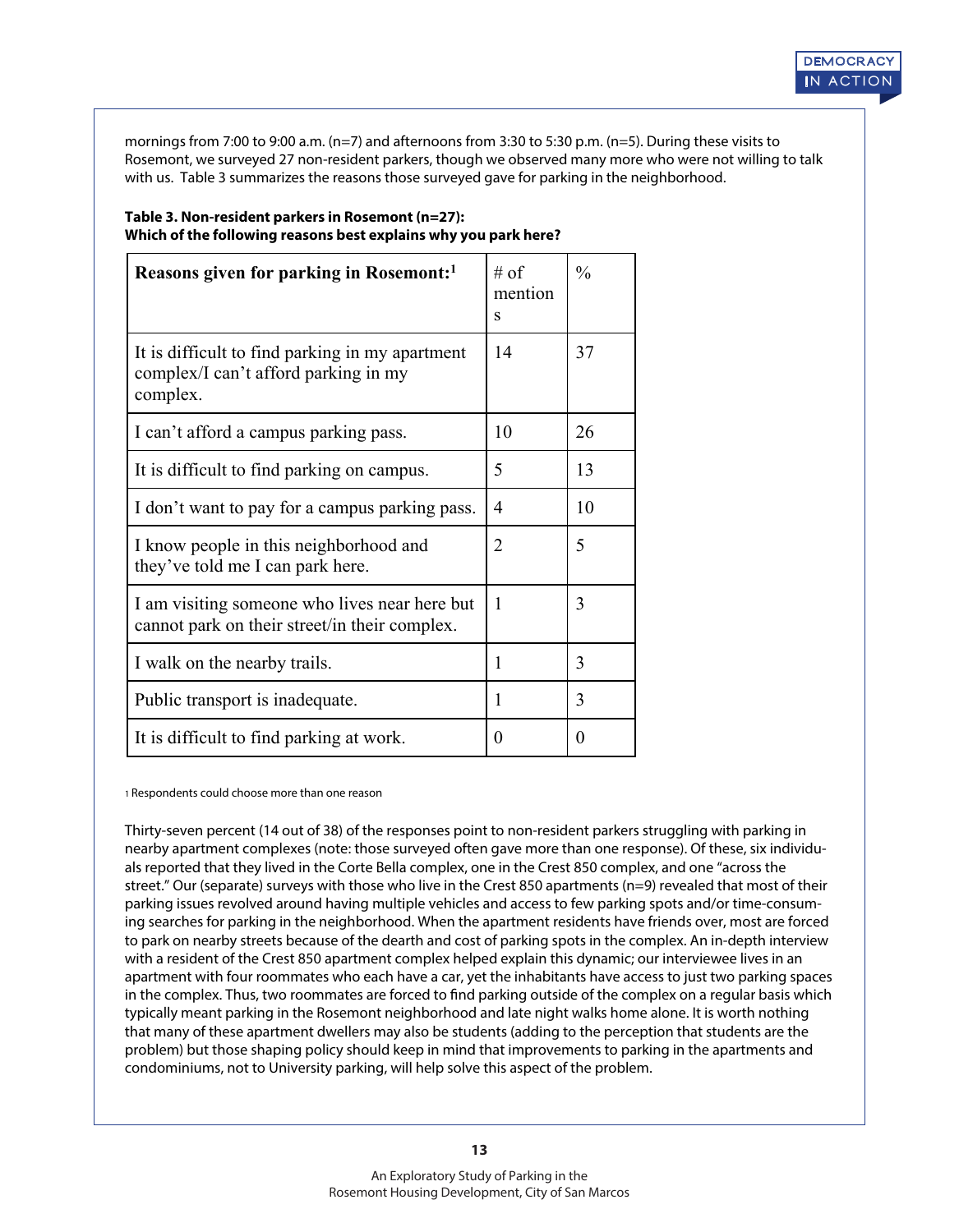mornings from 7:00 to 9:00 a.m. (n=7) and afternoons from 3:30 to 5:30 p.m. (n=5). During these visits to Rosemont, we surveyed 27 non-resident parkers, though we observed many more who were not willing to talk with us. Table 3 summarizes the reasons those surveyed gave for parking in the neighborhood.

**Table 3. Non-resident parkers in Rosemont (n=27): Which of the following reasons best explains why you park here?**

| **Reasons given for parking in Rosemont:**[1] | # of mentions | % |
|---|---|---|
| It is difficult to find parking in my apartment complex/I can't afford parking in my complex. | 14 | 37 |
| I can't afford a campus parking pass. | 10 | 26 |
| It is difficult to find parking on campus. | 5 | 13 |
| I don't want to pay for a campus parking pass. | 4 | 10 |
| I know people in this neighborhood and they've told me I can park here. | 2 | 5 |
| I am visiting someone who lives near here but cannot park on their street/in their complex. | 1 | 3 |
| I walk on the nearby trails. | 1 | 3 |
| Public transport is inadequate. | 1 | 3 |
| It is difficult to find parking at work. | 0 | 0 |

[1] Respondents could choose more than one reason

Thirty-seven percent (14 out of 38) of the responses point to non-resident parkers struggling with parking in nearby apartment complexes (note: those surveyed often gave more than one response). Of these, six individuals reported that they lived in the Corte Bella complex, one in the Crest 850 complex, and one "across the street." Our (separate) surveys with those who live in the Crest 850 apartments (n=9) revealed that most of their parking issues revolved around having multiple vehicles and access to few parking spots and/or time-consuming searches for parking in the neighborhood. When the apartment residents have friends over, most are forced to park on nearby streets because of the dearth and cost of parking spots in the complex. An in-depth interview with a resident of the Crest 850 apartment complex helped explain this dynamic; our interviewee lives in an apartment with four roommates who each have a car, yet the inhabitants have access to just two parking spaces in the complex. Thus, two roommates are forced to find parking outside of the complex on a regular basis which typically meant parking in the Rosemont neighborhood and late night walks home alone. It is worth nothing that many of these apartment dwellers may also be students (adding to the perception that students are the problem) but those shaping policy should keep in mind that improvements to parking in the apartments and condominiums, not to University parking, will help solve this aspect of the problem.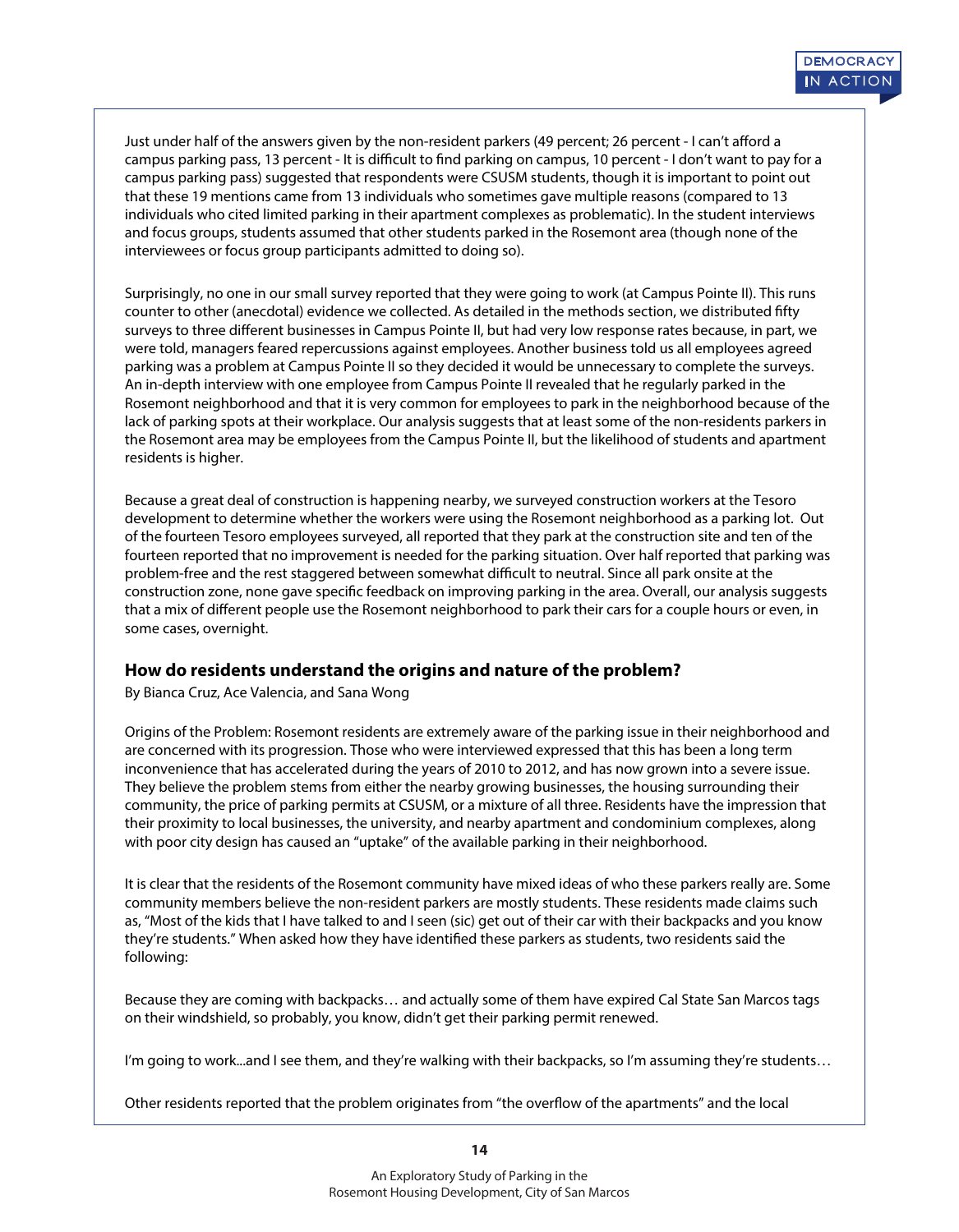Just under half of the answers given by the non-resident parkers (49 percent; 26 percent - I can't afford a campus parking pass, 13 percent - It is difficult to find parking on campus, 10 percent - I don't want to pay for a campus parking pass) suggested that respondents were CSUSM students, though it is important to point out that these 19 mentions came from 13 individuals who sometimes gave multiple reasons (compared to 13 individuals who cited limited parking in their apartment complexes as problematic). In the student interviews and focus groups, students assumed that other students parked in the Rosemont area (though none of the interviewees or focus group participants admitted to doing so).

Surprisingly, no one in our small survey reported that they were going to work (at Campus Pointe II). This runs counter to other (anecdotal) evidence we collected. As detailed in the methods section, we distributed fifty surveys to three different businesses in Campus Pointe II, but had very low response rates because, in part, we were told, managers feared repercussions against employees. Another business told us all employees agreed parking was a problem at Campus Pointe II so they decided it would be unnecessary to complete the surveys. An in-depth interview with one employee from Campus Pointe II revealed that he regularly parked in the Rosemont neighborhood and that it is very common for employees to park in the neighborhood because of the lack of parking spots at their workplace. Our analysis suggests that at least some of the non-residents parkers in the Rosemont area may be employees from the Campus Pointe II, but the likelihood of students and apartment residents is higher.

Because a great deal of construction is happening nearby, we surveyed construction workers at the Tesoro development to determine whether the workers were using the Rosemont neighborhood as a parking lot. Out of the fourteen Tesoro employees surveyed, all reported that they park at the construction site and ten of the fourteen reported that no improvement is needed for the parking situation. Over half reported that parking was problem-free and the rest staggered between somewhat difficult to neutral. Since all park onsite at the construction zone, none gave specific feedback on improving parking in the area. Overall, our analysis suggests that a mix of different people use the Rosemont neighborhood to park their cars for a couple hours or even, in some cases, overnight.

### How do residents understand the origins and nature of the problem?

By Bianca Cruz, Ace Valencia, and Sana Wong

Origins of the Problem: Rosemont residents are extremely aware of the parking issue in their neighborhood and are concerned with its progression. Those who were interviewed expressed that this has been a long term inconvenience that has accelerated during the years of 2010 to 2012, and has now grown into a severe issue. They believe the problem stems from either the nearby growing businesses, the housing surrounding their community, the price of parking permits at CSUSM, or a mixture of all three. Residents have the impression that their proximity to local businesses, the university, and nearby apartment and condominium complexes, along with poor city design has caused an "uptake" of the available parking in their neighborhood.

It is clear that the residents of the Rosemont community have mixed ideas of who these parkers really are. Some community members believe the non-resident parkers are mostly students. These residents made claims such as, "Most of the kids that I have talked to and I seen (sic) get out of their car with their backpacks and you know they're students." When asked how they have identified these parkers as students, two residents said the following:

Because they are coming with backpacks… and actually some of them have expired Cal State San Marcos tags on their windshield, so probably, you know, didn't get their parking permit renewed.

I'm going to work...and I see them, and they're walking with their backpacks, so I'm assuming they're students…

Other residents reported that the problem originates from "the overflow of the apartments" and the local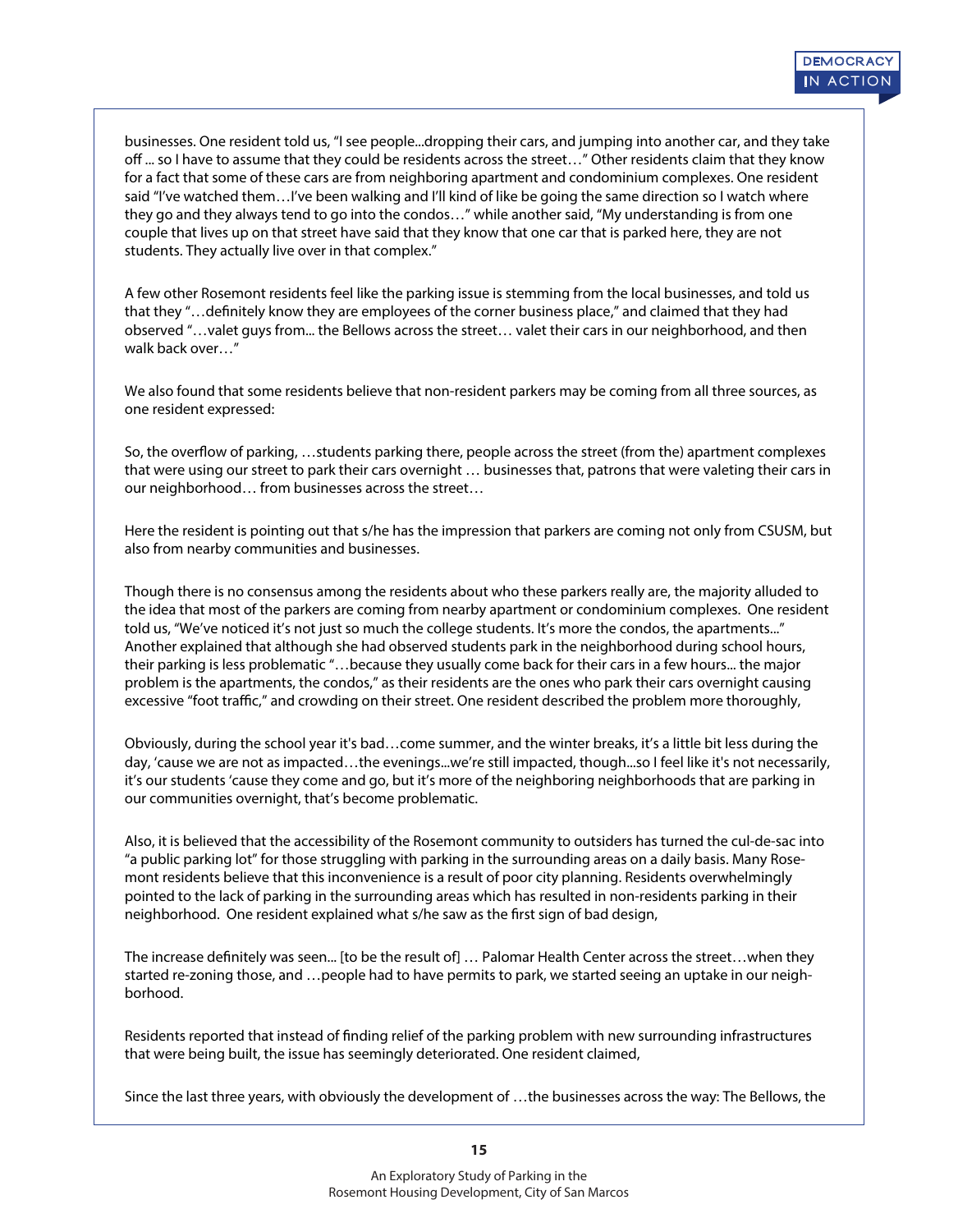businesses. One resident told us, "I see people...dropping their cars, and jumping into another car, and they take off ... so I have to assume that they could be residents across the street…" Other residents claim that they know for a fact that some of these cars are from neighboring apartment and condominium complexes. One resident said "I've watched them…I've been walking and I'll kind of like be going the same direction so I watch where they go and they always tend to go into the condos…" while another said, "My understanding is from one couple that lives up on that street have said that they know that one car that is parked here, they are not students. They actually live over in that complex."

A few other Rosemont residents feel like the parking issue is stemming from the local businesses, and told us that they "…definitely know they are employees of the corner business place," and claimed that they had observed "…valet guys from... the Bellows across the street… valet their cars in our neighborhood, and then walk back over…"

We also found that some residents believe that non-resident parkers may be coming from all three sources, as one resident expressed:

So, the overflow of parking, …students parking there, people across the street (from the) apartment complexes that were using our street to park their cars overnight … businesses that, patrons that were valeting their cars in our neighborhood… from businesses across the street…

Here the resident is pointing out that s/he has the impression that parkers are coming not only from CSUSM, but also from nearby communities and businesses.

Though there is no consensus among the residents about who these parkers really are, the majority alluded to the idea that most of the parkers are coming from nearby apartment or condominium complexes. One resident told us, "We've noticed it's not just so much the college students. It's more the condos, the apartments..." Another explained that although she had observed students park in the neighborhood during school hours, their parking is less problematic "…because they usually come back for their cars in a few hours... the major problem is the apartments, the condos," as their residents are the ones who park their cars overnight causing excessive "foot traffic," and crowding on their street. One resident described the problem more thoroughly,

Obviously, during the school year it's bad…come summer, and the winter breaks, it's a little bit less during the day, 'cause we are not as impacted…the evenings...we're still impacted, though...so I feel like it's not necessarily, it's our students 'cause they come and go, but it's more of the neighboring neighborhoods that are parking in our communities overnight, that's become problematic.

Also, it is believed that the accessibility of the Rosemont community to outsiders has turned the cul-de-sac into "a public parking lot" for those struggling with parking in the surrounding areas on a daily basis. Many Rosemont residents believe that this inconvenience is a result of poor city planning. Residents overwhelmingly pointed to the lack of parking in the surrounding areas which has resulted in non-residents parking in their neighborhood. One resident explained what s/he saw as the first sign of bad design,

The increase definitely was seen... [to be the result of] … Palomar Health Center across the street…when they started re-zoning those, and …people had to have permits to park, we started seeing an uptake in our neighborhood.

Residents reported that instead of finding relief of the parking problem with new surrounding infrastructures that were being built, the issue has seemingly deteriorated. One resident claimed,

Since the last three years, with obviously the development of …the businesses across the way: The Bellows, the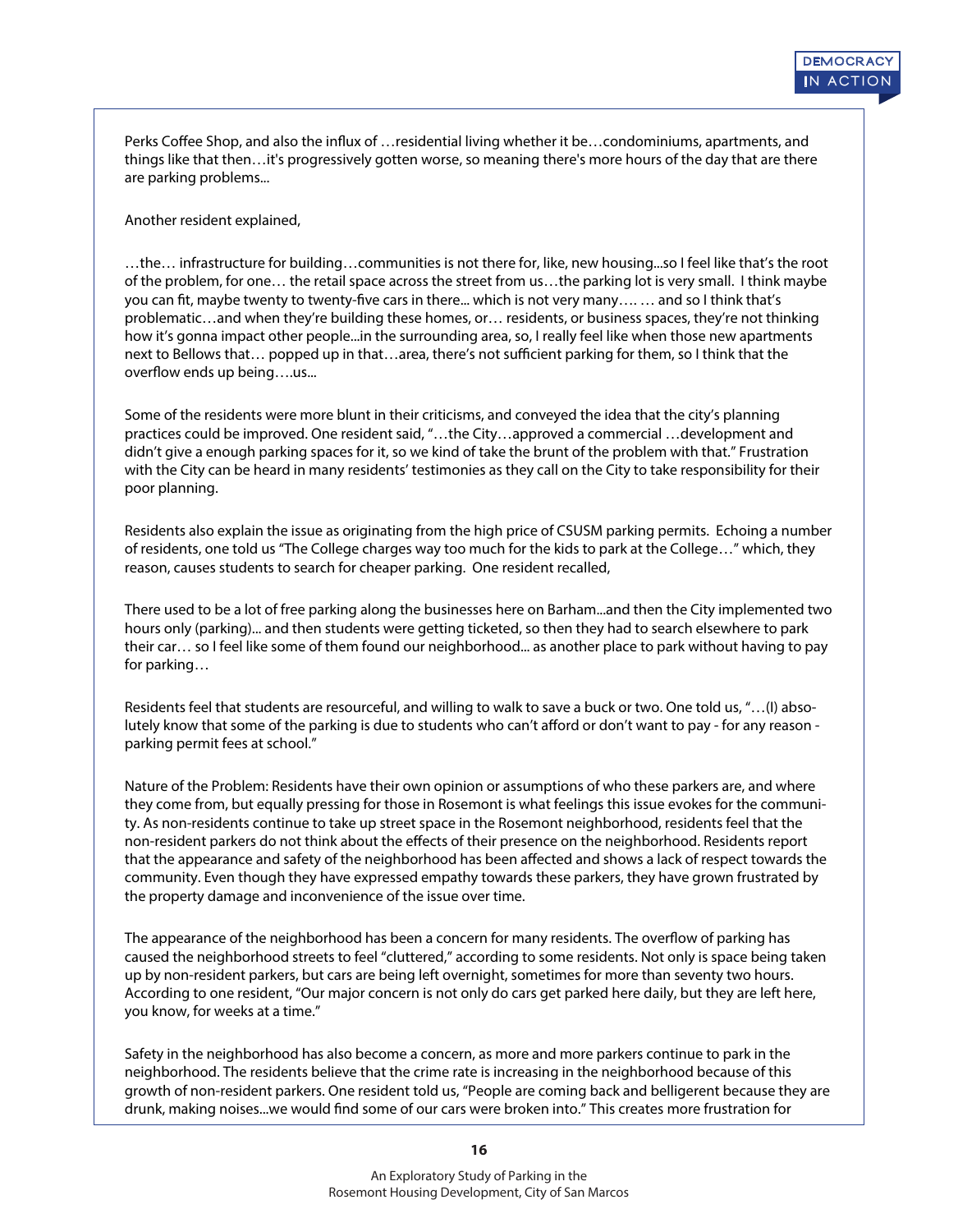Perks Coffee Shop, and also the influx of …residential living whether it be…condominiums, apartments, and things like that then…it's progressively gotten worse, so meaning there's more hours of the day that are there are parking problems...

Another resident explained,

…the… infrastructure for building…communities is not there for, like, new housing...so I feel like that's the root of the problem, for one… the retail space across the street from us…the parking lot is very small. I think maybe you can fit, maybe twenty to twenty-five cars in there... which is not very many…. … and so I think that's problematic…and when they're building these homes, or… residents, or business spaces, they're not thinking how it's gonna impact other people...in the surrounding area, so, I really feel like when those new apartments next to Bellows that… popped up in that…area, there's not sufficient parking for them, so I think that the overflow ends up being….us...

Some of the residents were more blunt in their criticisms, and conveyed the idea that the city's planning practices could be improved. One resident said, "…the City…approved a commercial …development and didn't give a enough parking spaces for it, so we kind of take the brunt of the problem with that." Frustration with the City can be heard in many residents' testimonies as they call on the City to take responsibility for their poor planning.

Residents also explain the issue as originating from the high price of CSUSM parking permits. Echoing a number of residents, one told us "The College charges way too much for the kids to park at the College…" which, they reason, causes students to search for cheaper parking. One resident recalled,

There used to be a lot of free parking along the businesses here on Barham...and then the City implemented two hours only (parking)... and then students were getting ticketed, so then they had to search elsewhere to park their car… so I feel like some of them found our neighborhood... as another place to park without having to pay for parking…

Residents feel that students are resourceful, and willing to walk to save a buck or two. One told us, "…(I) absolutely know that some of the parking is due to students who can't afford or don't want to pay - for any reason - parking permit fees at school."

Nature of the Problem: Residents have their own opinion or assumptions of who these parkers are, and where they come from, but equally pressing for those in Rosemont is what feelings this issue evokes for the community. As non-residents continue to take up street space in the Rosemont neighborhood, residents feel that the non-resident parkers do not think about the effects of their presence on the neighborhood. Residents report that the appearance and safety of the neighborhood has been affected and shows a lack of respect towards the community. Even though they have expressed empathy towards these parkers, they have grown frustrated by the property damage and inconvenience of the issue over time.

The appearance of the neighborhood has been a concern for many residents. The overflow of parking has caused the neighborhood streets to feel "cluttered," according to some residents. Not only is space being taken up by non-resident parkers, but cars are being left overnight, sometimes for more than seventy two hours. According to one resident, "Our major concern is not only do cars get parked here daily, but they are left here, you know, for weeks at a time."

Safety in the neighborhood has also become a concern, as more and more parkers continue to park in the neighborhood. The residents believe that the crime rate is increasing in the neighborhood because of this growth of non-resident parkers. One resident told us, "People are coming back and belligerent because they are drunk, making noises...we would find some of our cars were broken into." This creates more frustration for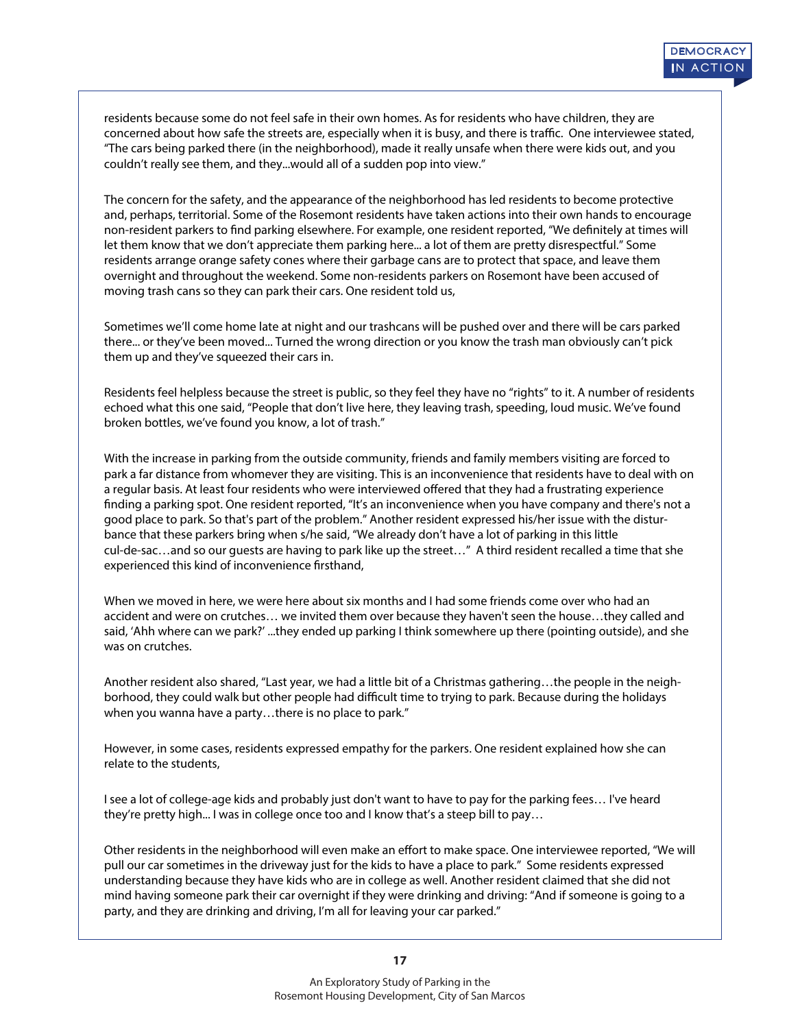residents because some do not feel safe in their own homes. As for residents who have children, they are concerned about how safe the streets are, especially when it is busy, and there is traffic. One interviewee stated, "The cars being parked there (in the neighborhood), made it really unsafe when there were kids out, and you couldn't really see them, and they...would all of a sudden pop into view."

The concern for the safety, and the appearance of the neighborhood has led residents to become protective and, perhaps, territorial. Some of the Rosemont residents have taken actions into their own hands to encourage non-resident parkers to find parking elsewhere. For example, one resident reported, "We definitely at times will let them know that we don't appreciate them parking here... a lot of them are pretty disrespectful." Some residents arrange orange safety cones where their garbage cans are to protect that space, and leave them overnight and throughout the weekend. Some non-residents parkers on Rosemont have been accused of moving trash cans so they can park their cars. One resident told us,

> Sometimes we'll come home late at night and our trashcans will be pushed over and there will be cars parked there... or they've been moved... Turned the wrong direction or you know the trash man obviously can't pick them up and they've squeezed their cars in.

Residents feel helpless because the street is public, so they feel they have no "rights" to it. A number of residents echoed what this one said, "People that don't live here, they leaving trash, speeding, loud music. We've found broken bottles, we've found you know, a lot of trash."

With the increase in parking from the outside community, friends and family members visiting are forced to park a far distance from whomever they are visiting. This is an inconvenience that residents have to deal with on a regular basis. At least four residents who were interviewed offered that they had a frustrating experience finding a parking spot. One resident reported, "It's an inconvenience when you have company and there's not a good place to park. So that's part of the problem." Another resident expressed his/her issue with the disturbance that these parkers bring when s/he said, "We already don't have a lot of parking in this little cul-de-sac…and so our guests are having to park like up the street…" A third resident recalled a time that she experienced this kind of inconvenience firsthand,

> When we moved in here, we were here about six months and I had some friends come over who had an accident and were on crutches… we invited them over because they haven't seen the house…they called and said, 'Ahh where can we park?' ...they ended up parking I think somewhere up there (pointing outside), and she was on crutches.

Another resident also shared, "Last year, we had a little bit of a Christmas gathering…the people in the neighborhood, they could walk but other people had difficult time to trying to park. Because during the holidays when you wanna have a party…there is no place to park."

However, in some cases, residents expressed empathy for the parkers. One resident explained how she can relate to the students,

> I see a lot of college-age kids and probably just don't want to have to pay for the parking fees… I've heard they're pretty high... I was in college once too and I know that's a steep bill to pay…

Other residents in the neighborhood will even make an effort to make space. One interviewee reported, "We will pull our car sometimes in the driveway just for the kids to have a place to park." Some residents expressed understanding because they have kids who are in college as well. Another resident claimed that she did not mind having someone park their car overnight if they were drinking and driving: "And if someone is going to a party, and they are drinking and driving, I'm all for leaving your car parked."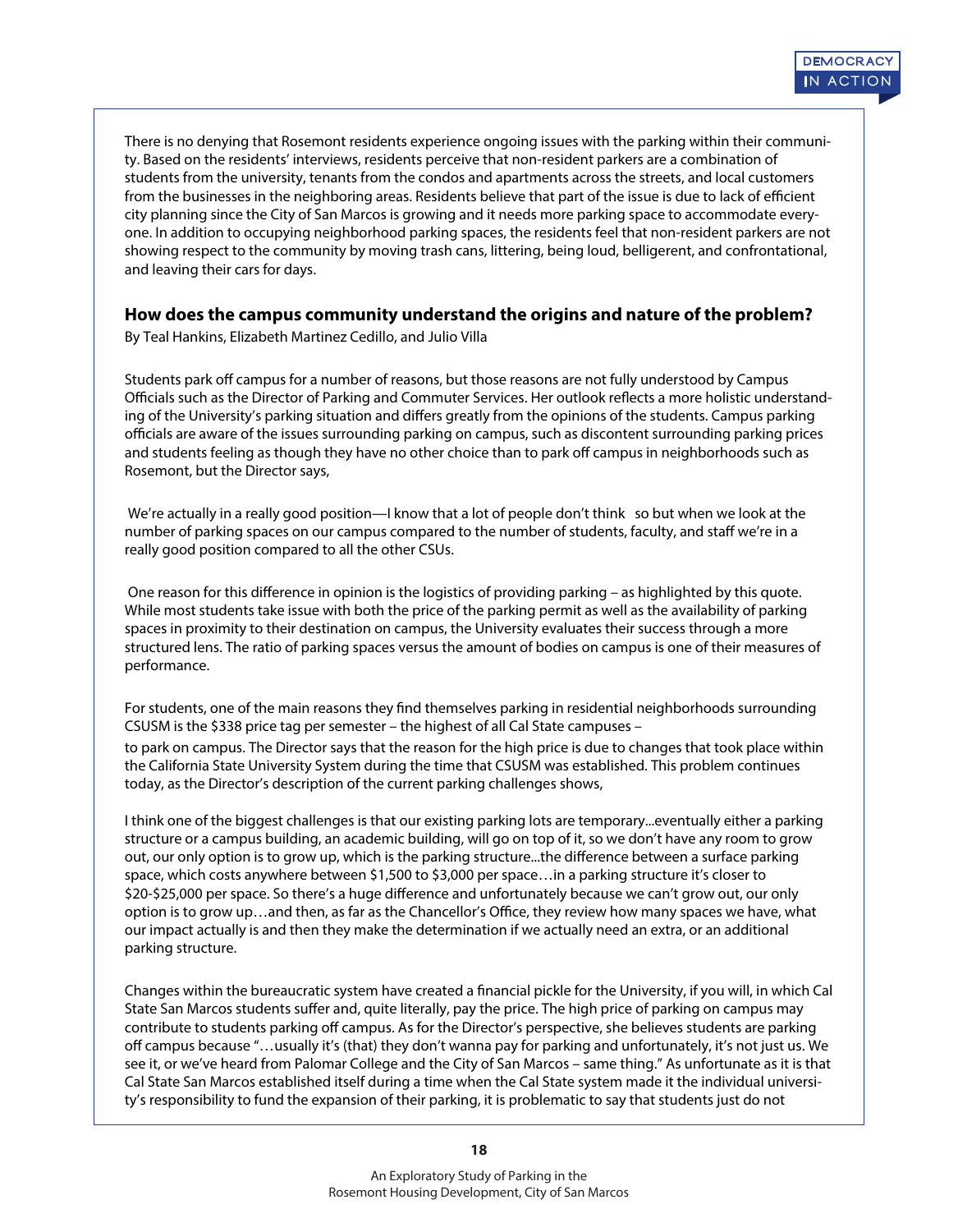There is no denying that Rosemont residents experience ongoing issues with the parking within their community. Based on the residents' interviews, residents perceive that non-resident parkers are a combination of students from the university, tenants from the condos and apartments across the streets, and local customers from the businesses in the neighboring areas. Residents believe that part of the issue is due to lack of efficient city planning since the City of San Marcos is growing and it needs more parking space to accommodate everyone. In addition to occupying neighborhood parking spaces, the residents feel that non-resident parkers are not showing respect to the community by moving trash cans, littering, being loud, belligerent, and confrontational, and leaving their cars for days.

### How does the campus community understand the origins and nature of the problem?

By Teal Hankins, Elizabeth Martinez Cedillo, and Julio Villa

Students park off campus for a number of reasons, but those reasons are not fully understood by Campus Officials such as the Director of Parking and Commuter Services. Her outlook reflects a more holistic understanding of the University's parking situation and differs greatly from the opinions of the students. Campus parking officials are aware of the issues surrounding parking on campus, such as discontent surrounding parking prices and students feeling as though they have no other choice than to park off campus in neighborhoods such as Rosemont, but the Director says,

> We're actually in a really good position—I know that a lot of people don't think so but when we look at the number of parking spaces on our campus compared to the number of students, faculty, and staff we're in a really good position compared to all the other CSUs.

One reason for this difference in opinion is the logistics of providing parking – as highlighted by this quote. While most students take issue with both the price of the parking permit as well as the availability of parking spaces in proximity to their destination on campus, the University evaluates their success through a more structured lens. The ratio of parking spaces versus the amount of bodies on campus is one of their measures of performance.

For students, one of the main reasons they find themselves parking in residential neighborhoods surrounding CSUSM is the $338 price tag per semester – the highest of all Cal State campuses – to park on campus. The Director says that the reason for the high price is due to changes that took place within the California State University System during the time that CSUSM was established. This problem continues today, as the Director's description of the current parking challenges shows,

> I think one of the biggest challenges is that our existing parking lots are temporary...eventually either a parking structure or a campus building, an academic building, will go on top of it, so we don't have any room to grow out, our only option is to grow up, which is the parking structure...the difference between a surface parking space, which costs anywhere between $1,500 to $3,000 per space…in a parking structure it's closer to $20-$25,000 per space. So there's a huge difference and unfortunately because we can't grow out, our only option is to grow up…and then, as far as the Chancellor's Office, they review how many spaces we have, what our impact actually is and then they make the determination if we actually need an extra, or an additional parking structure.

Changes within the bureaucratic system have created a financial pickle for the University, if you will, in which Cal State San Marcos students suffer and, quite literally, pay the price. The high price of parking on campus may contribute to students parking off campus. As for the Director's perspective, she believes students are parking off campus because "…usually it's (that) they don't wanna pay for parking and unfortunately, it's not just us. We see it, or we've heard from Palomar College and the City of San Marcos – same thing." As unfortunate as it is that Cal State San Marcos established itself during a time when the Cal State system made it the individual university's responsibility to fund the expansion of their parking, it is problematic to say that students just do not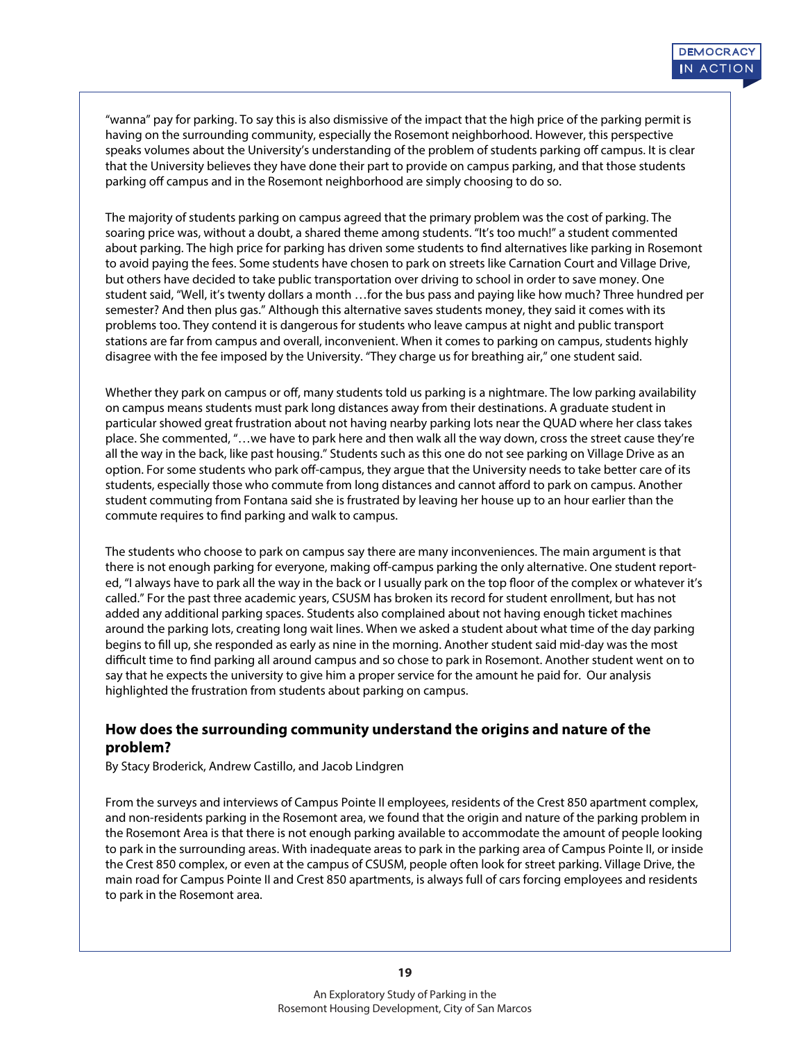"wanna" pay for parking. To say this is also dismissive of the impact that the high price of the parking permit is having on the surrounding community, especially the Rosemont neighborhood. However, this perspective speaks volumes about the University's understanding of the problem of students parking off campus. It is clear that the University believes they have done their part to provide on campus parking, and that those students parking off campus and in the Rosemont neighborhood are simply choosing to do so.

The majority of students parking on campus agreed that the primary problem was the cost of parking. The soaring price was, without a doubt, a shared theme among students. "It's too much!" a student commented about parking. The high price for parking has driven some students to find alternatives like parking in Rosemont to avoid paying the fees. Some students have chosen to park on streets like Carnation Court and Village Drive, but others have decided to take public transportation over driving to school in order to save money. One student said, "Well, it's twenty dollars a month …for the bus pass and paying like how much? Three hundred per semester? And then plus gas." Although this alternative saves students money, they said it comes with its problems too. They contend it is dangerous for students who leave campus at night and public transport stations are far from campus and overall, inconvenient. When it comes to parking on campus, students highly disagree with the fee imposed by the University. "They charge us for breathing air," one student said.

Whether they park on campus or off, many students told us parking is a nightmare. The low parking availability on campus means students must park long distances away from their destinations. A graduate student in particular showed great frustration about not having nearby parking lots near the QUAD where her class takes place. She commented, "…we have to park here and then walk all the way down, cross the street cause they're all the way in the back, like past housing." Students such as this one do not see parking on Village Drive as an option. For some students who park off-campus, they argue that the University needs to take better care of its students, especially those who commute from long distances and cannot afford to park on campus. Another student commuting from Fontana said she is frustrated by leaving her house up to an hour earlier than the commute requires to find parking and walk to campus.

The students who choose to park on campus say there are many inconveniences. The main argument is that there is not enough parking for everyone, making off-campus parking the only alternative. One student reported, "I always have to park all the way in the back or I usually park on the top floor of the complex or whatever it's called." For the past three academic years, CSUSM has broken its record for student enrollment, but has not added any additional parking spaces. Students also complained about not having enough ticket machines around the parking lots, creating long wait lines. When we asked a student about what time of the day parking begins to fill up, she responded as early as nine in the morning. Another student said mid-day was the most difficult time to find parking all around campus and so chose to park in Rosemont. Another student went on to say that he expects the university to give him a proper service for the amount he paid for. Our analysis highlighted the frustration from students about parking on campus.

## How does the surrounding community understand the origins and nature of the problem?

By Stacy Broderick, Andrew Castillo, and Jacob Lindgren

From the surveys and interviews of Campus Pointe II employees, residents of the Crest 850 apartment complex, and non-residents parking in the Rosemont area, we found that the origin and nature of the parking problem in the Rosemont Area is that there is not enough parking available to accommodate the amount of people looking to park in the surrounding areas. With inadequate areas to park in the parking area of Campus Pointe II, or inside the Crest 850 complex, or even at the campus of CSUSM, people often look for street parking. Village Drive, the main road for Campus Pointe II and Crest 850 apartments, is always full of cars forcing employees and residents to park in the Rosemont area.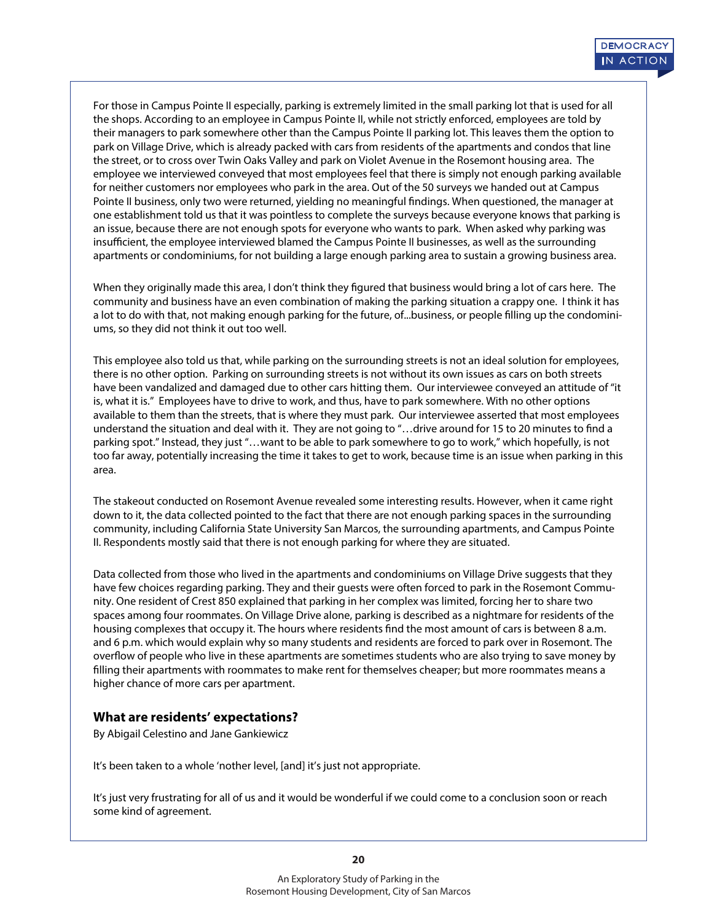For those in Campus Pointe II especially, parking is extremely limited in the small parking lot that is used for all the shops. According to an employee in Campus Pointe II, while not strictly enforced, employees are told by their managers to park somewhere other than the Campus Pointe II parking lot. This leaves them the option to park on Village Drive, which is already packed with cars from residents of the apartments and condos that line the street, or to cross over Twin Oaks Valley and park on Violet Avenue in the Rosemont housing area. The employee we interviewed conveyed that most employees feel that there is simply not enough parking available for neither customers nor employees who park in the area. Out of the 50 surveys we handed out at Campus Pointe II business, only two were returned, yielding no meaningful findings. When questioned, the manager at one establishment told us that it was pointless to complete the surveys because everyone knows that parking is an issue, because there are not enough spots for everyone who wants to park. When asked why parking was insufficient, the employee interviewed blamed the Campus Pointe II businesses, as well as the surrounding apartments or condominiums, for not building a large enough parking area to sustain a growing business area.

When they originally made this area, I don't think they figured that business would bring a lot of cars here. The community and business have an even combination of making the parking situation a crappy one. I think it has a lot to do with that, not making enough parking for the future, of...business, or people filling up the condominiums, so they did not think it out too well.

This employee also told us that, while parking on the surrounding streets is not an ideal solution for employees, there is no other option. Parking on surrounding streets is not without its own issues as cars on both streets have been vandalized and damaged due to other cars hitting them. Our interviewee conveyed an attitude of "it is, what it is." Employees have to drive to work, and thus, have to park somewhere. With no other options available to them than the streets, that is where they must park. Our interviewee asserted that most employees understand the situation and deal with it. They are not going to "…drive around for 15 to 20 minutes to find a parking spot." Instead, they just "…want to be able to park somewhere to go to work," which hopefully, is not too far away, potentially increasing the time it takes to get to work, because time is an issue when parking in this area.

The stakeout conducted on Rosemont Avenue revealed some interesting results. However, when it came right down to it, the data collected pointed to the fact that there are not enough parking spaces in the surrounding community, including California State University San Marcos, the surrounding apartments, and Campus Pointe II. Respondents mostly said that there is not enough parking for where they are situated.

Data collected from those who lived in the apartments and condominiums on Village Drive suggests that they have few choices regarding parking. They and their guests were often forced to park in the Rosemont Community. One resident of Crest 850 explained that parking in her complex was limited, forcing her to share two spaces among four roommates. On Village Drive alone, parking is described as a nightmare for residents of the housing complexes that occupy it. The hours where residents find the most amount of cars is between 8 a.m. and 6 p.m. which would explain why so many students and residents are forced to park over in Rosemont. The overflow of people who live in these apartments are sometimes students who are also trying to save money by filling their apartments with roommates to make rent for themselves cheaper; but more roommates means a higher chance of more cars per apartment.

### What are residents' expectations?

By Abigail Celestino and Jane Gankiewicz

It's been taken to a whole 'nother level, [and] it's just not appropriate.

It's just very frustrating for all of us and it would be wonderful if we could come to a conclusion soon or reach some kind of agreement.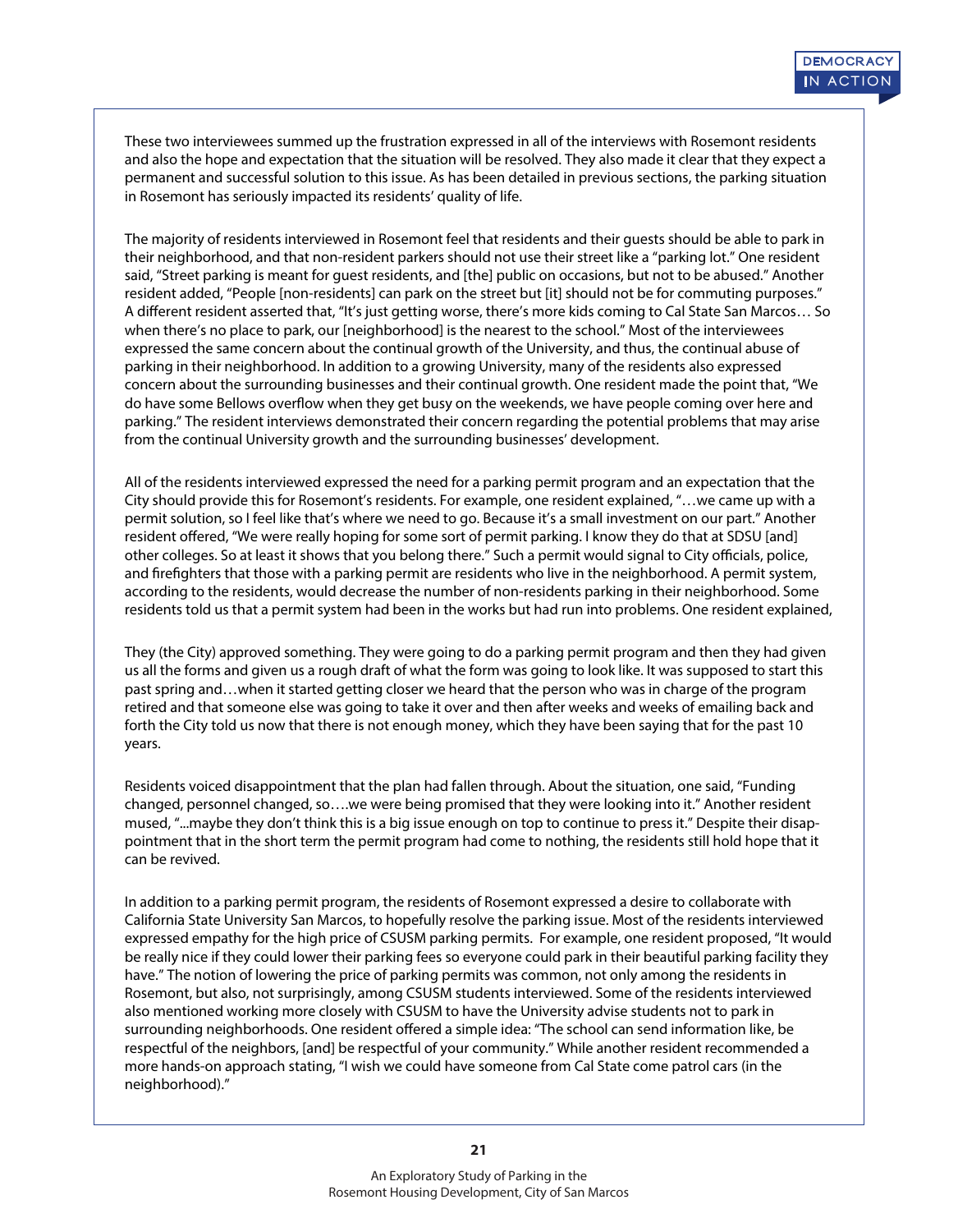These two interviewees summed up the frustration expressed in all of the interviews with Rosemont residents and also the hope and expectation that the situation will be resolved. They also made it clear that they expect a permanent and successful solution to this issue. As has been detailed in previous sections, the parking situation in Rosemont has seriously impacted its residents' quality of life.

The majority of residents interviewed in Rosemont feel that residents and their guests should be able to park in their neighborhood, and that non-resident parkers should not use their street like a "parking lot." One resident said, "Street parking is meant for guest residents, and [the] public on occasions, but not to be abused." Another resident added, "People [non-residents] can park on the street but [it] should not be for commuting purposes." A different resident asserted that, "It's just getting worse, there's more kids coming to Cal State San Marcos… So when there's no place to park, our [neighborhood] is the nearest to the school." Most of the interviewees expressed the same concern about the continual growth of the University, and thus, the continual abuse of parking in their neighborhood. In addition to a growing University, many of the residents also expressed concern about the surrounding businesses and their continual growth. One resident made the point that, "We do have some Bellows overflow when they get busy on the weekends, we have people coming over here and parking." The resident interviews demonstrated their concern regarding the potential problems that may arise from the continual University growth and the surrounding businesses' development.

All of the residents interviewed expressed the need for a parking permit program and an expectation that the City should provide this for Rosemont's residents. For example, one resident explained, "…we came up with a permit solution, so I feel like that's where we need to go. Because it's a small investment on our part." Another resident offered, "We were really hoping for some sort of permit parking. I know they do that at SDSU [and] other colleges. So at least it shows that you belong there." Such a permit would signal to City officials, police, and firefighters that those with a parking permit are residents who live in the neighborhood. A permit system, according to the residents, would decrease the number of non-residents parking in their neighborhood. Some residents told us that a permit system had been in the works but had run into problems. One resident explained,

They (the City) approved something. They were going to do a parking permit program and then they had given us all the forms and given us a rough draft of what the form was going to look like. It was supposed to start this past spring and…when it started getting closer we heard that the person who was in charge of the program retired and that someone else was going to take it over and then after weeks and weeks of emailing back and forth the City told us now that there is not enough money, which they have been saying that for the past 10 years.

Residents voiced disappointment that the plan had fallen through. About the situation, one said, "Funding changed, personnel changed, so….we were being promised that they were looking into it." Another resident mused, "...maybe they don't think this is a big issue enough on top to continue to press it." Despite their disappointment that in the short term the permit program had come to nothing, the residents still hold hope that it can be revived.

In addition to a parking permit program, the residents of Rosemont expressed a desire to collaborate with California State University San Marcos, to hopefully resolve the parking issue. Most of the residents interviewed expressed empathy for the high price of CSUSM parking permits. For example, one resident proposed, "It would be really nice if they could lower their parking fees so everyone could park in their beautiful parking facility they have." The notion of lowering the price of parking permits was common, not only among the residents in Rosemont, but also, not surprisingly, among CSUSM students interviewed. Some of the residents interviewed also mentioned working more closely with CSUSM to have the University advise students not to park in surrounding neighborhoods. One resident offered a simple idea: "The school can send information like, be respectful of the neighbors, [and] be respectful of your community." While another resident recommended a more hands-on approach stating, "I wish we could have someone from Cal State come patrol cars (in the neighborhood)."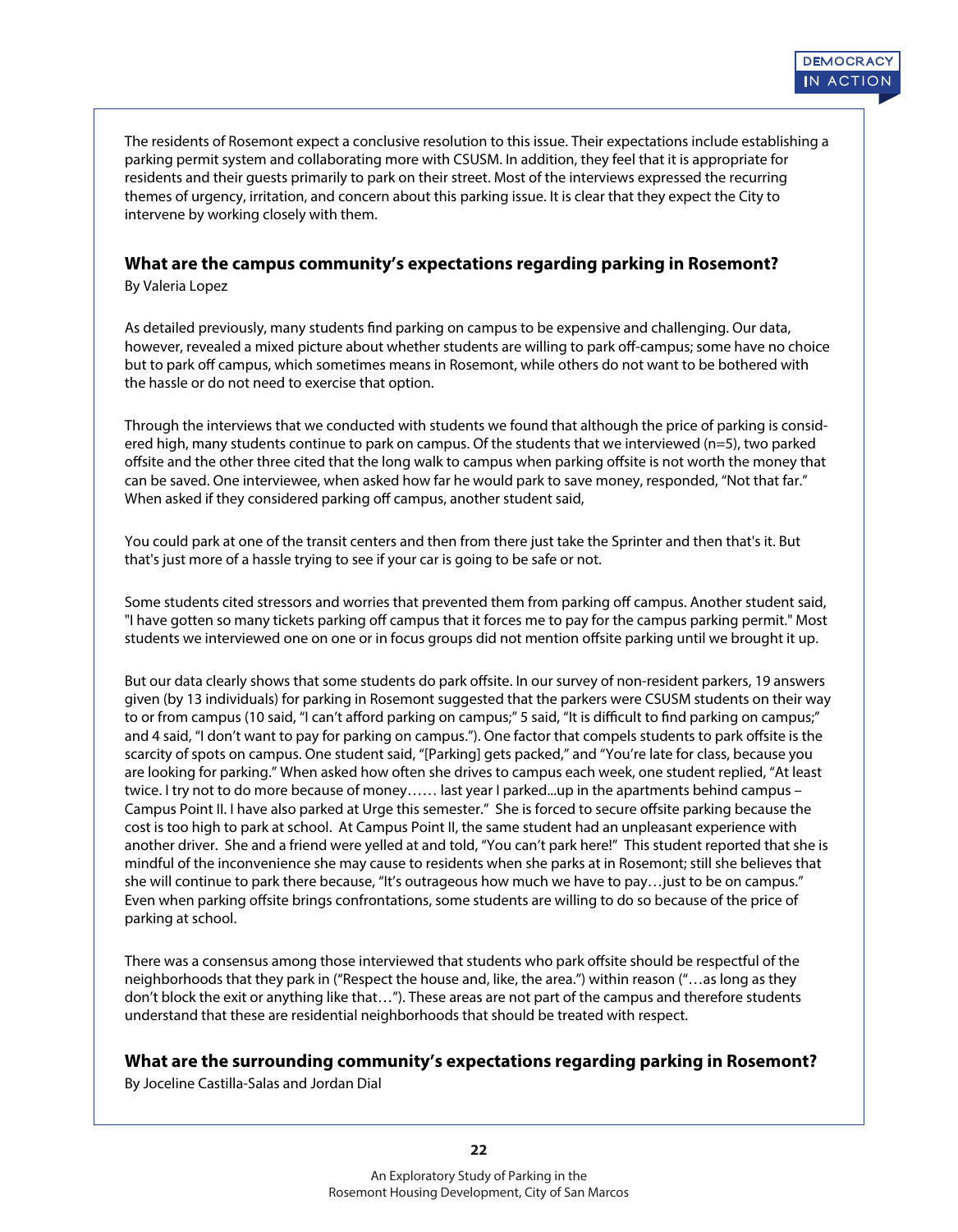The residents of Rosemont expect a conclusive resolution to this issue. Their expectations include establishing a parking permit system and collaborating more with CSUSM. In addition, they feel that it is appropriate for residents and their guests primarily to park on their street. Most of the interviews expressed the recurring themes of urgency, irritation, and concern about this parking issue. It is clear that they expect the City to intervene by working closely with them.

### What are the campus community's expectations regarding parking in Rosemont?

By Valeria Lopez

As detailed previously, many students find parking on campus to be expensive and challenging. Our data, however, revealed a mixed picture about whether students are willing to park off-campus; some have no choice but to park off campus, which sometimes means in Rosemont, while others do not want to be bothered with the hassle or do not need to exercise that option.

Through the interviews that we conducted with students we found that although the price of parking is considered high, many students continue to park on campus. Of the students that we interviewed (n=5), two parked offsite and the other three cited that the long walk to campus when parking offsite is not worth the money that can be saved. One interviewee, when asked how far he would park to save money, responded, "Not that far." When asked if they considered parking off campus, another student said,

> You could park at one of the transit centers and then from there just take the Sprinter and then that's it. But that's just more of a hassle trying to see if your car is going to be safe or not.

Some students cited stressors and worries that prevented them from parking off campus. Another student said, "I have gotten so many tickets parking off campus that it forces me to pay for the campus parking permit." Most students we interviewed one on one or in focus groups did not mention offsite parking until we brought it up.

But our data clearly shows that some students do park offsite. In our survey of non-resident parkers, 19 answers given (by 13 individuals) for parking in Rosemont suggested that the parkers were CSUSM students on their way to or from campus (10 said, "I can't afford parking on campus;" 5 said, "It is difficult to find parking on campus;" and 4 said, "I don't want to pay for parking on campus."). One factor that compels students to park offsite is the scarcity of spots on campus. One student said, "[Parking] gets packed," and "You're late for class, because you are looking for parking." When asked how often she drives to campus each week, one student replied, "At least twice. I try not to do more because of money…… last year I parked...up in the apartments behind campus – Campus Point II. I have also parked at Urge this semester." She is forced to secure offsite parking because the cost is too high to park at school. At Campus Point II, the same student had an unpleasant experience with another driver. She and a friend were yelled at and told, "You can't park here!" This student reported that she is mindful of the inconvenience she may cause to residents when she parks at in Rosemont; still she believes that she will continue to park there because, "It's outrageous how much we have to pay…just to be on campus." Even when parking offsite brings confrontations, some students are willing to do so because of the price of parking at school.

There was a consensus among those interviewed that students who park offsite should be respectful of the neighborhoods that they park in ("Respect the house and, like, the area.") within reason ("…as long as they don't block the exit or anything like that…"). These areas are not part of the campus and therefore students understand that these are residential neighborhoods that should be treated with respect.

### What are the surrounding community's expectations regarding parking in Rosemont?

By Joceline Castilla-Salas and Jordan Dial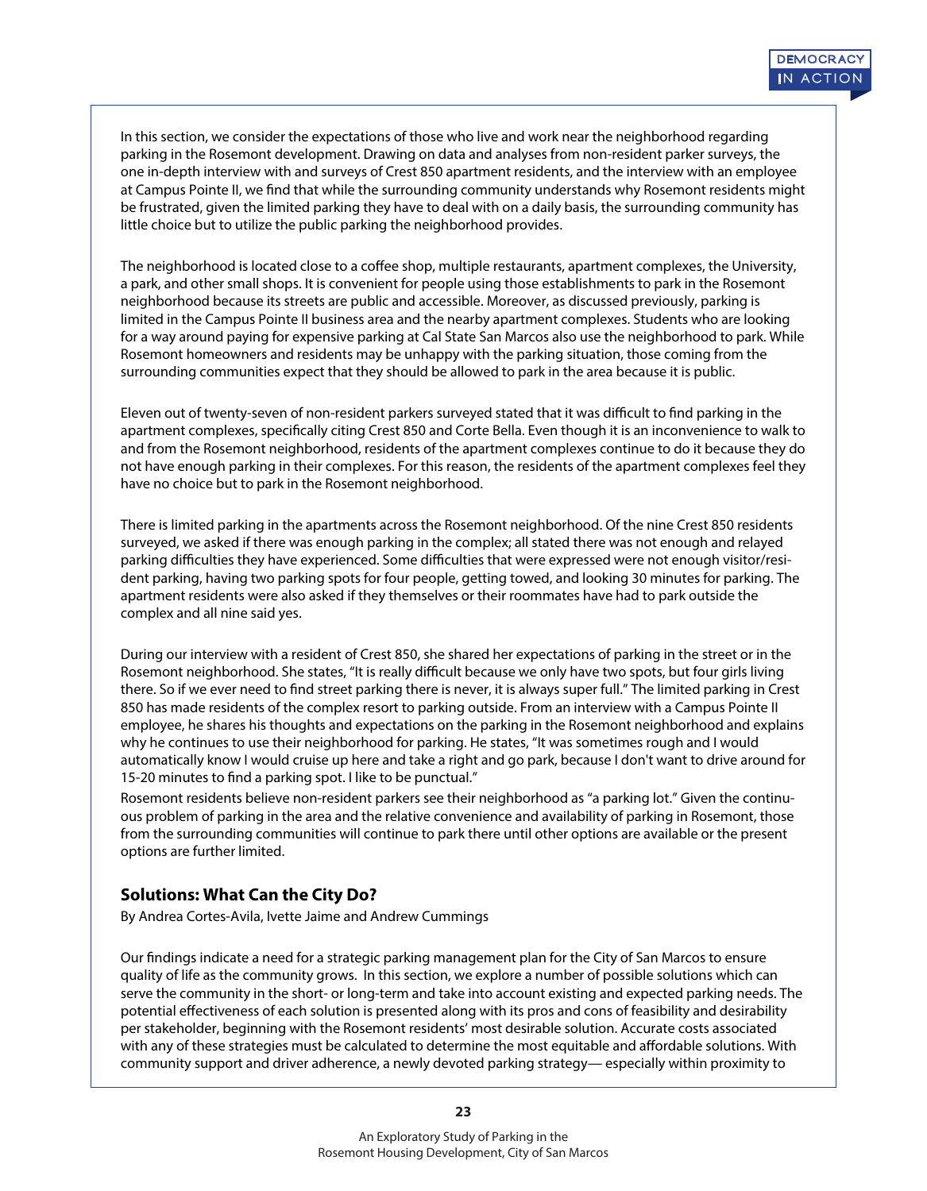In this section, we consider the expectations of those who live and work near the neighborhood regarding parking in the Rosemont development. Drawing on data and analyses from non-resident parker surveys, the one in-depth interview with and surveys of Crest 850 apartment residents, and the interview with an employee at Campus Pointe II, we find that while the surrounding community understands why Rosemont residents might be frustrated, given the limited parking they have to deal with on a daily basis, the surrounding community has little choice but to utilize the public parking the neighborhood provides.

The neighborhood is located close to a coffee shop, multiple restaurants, apartment complexes, the University, a park, and other small shops. It is convenient for people using those establishments to park in the Rosemont neighborhood because its streets are public and accessible. Moreover, as discussed previously, parking is limited in the Campus Pointe II business area and the nearby apartment complexes. Students who are looking for a way around paying for expensive parking at Cal State San Marcos also use the neighborhood to park. While Rosemont homeowners and residents may be unhappy with the parking situation, those coming from the surrounding communities expect that they should be allowed to park in the area because it is public.

Eleven out of twenty-seven of non-resident parkers surveyed stated that it was difficult to find parking in the apartment complexes, specifically citing Crest 850 and Corte Bella. Even though it is an inconvenience to walk to and from the Rosemont neighborhood, residents of the apartment complexes continue to do it because they do not have enough parking in their complexes. For this reason, the residents of the apartment complexes feel they have no choice but to park in the Rosemont neighborhood.

There is limited parking in the apartments across the Rosemont neighborhood. Of the nine Crest 850 residents surveyed, we asked if there was enough parking in the complex; all stated there was not enough and relayed parking difficulties they have experienced. Some difficulties that were expressed were not enough visitor/resident parking, having two parking spots for four people, getting towed, and looking 30 minutes for parking. The apartment residents were also asked if they themselves or their roommates have had to park outside the complex and all nine said yes.

During our interview with a resident of Crest 850, she shared her expectations of parking in the street or in the Rosemont neighborhood. She states, "It is really difficult because we only have two spots, but four girls living there. So if we ever need to find street parking there is never, it is always super full." The limited parking in Crest 850 has made residents of the complex resort to parking outside. From an interview with a Campus Pointe II employee, he shares his thoughts and expectations on the parking in the Rosemont neighborhood and explains why he continues to use their neighborhood for parking. He states, "It was sometimes rough and I would automatically know I would cruise up here and take a right and go park, because I don't want to drive around for 15-20 minutes to find a parking spot. I like to be punctual."

Rosemont residents believe non-resident parkers see their neighborhood as "a parking lot." Given the continuous problem of parking in the area and the relative convenience and availability of parking in Rosemont, those from the surrounding communities will continue to park there until other options are available or the present options are further limited.

## Solutions: What Can the City Do?

By Andrea Cortes-Avila, Ivette Jaime and Andrew Cummings

Our findings indicate a need for a strategic parking management plan for the City of San Marcos to ensure quality of life as the community grows. In this section, we explore a number of possible solutions which can serve the community in the short- or long-term and take into account existing and expected parking needs. The potential effectiveness of each solution is presented along with its pros and cons of feasibility and desirability per stakeholder, beginning with the Rosemont residents' most desirable solution. Accurate costs associated with any of these strategies must be calculated to determine the most equitable and affordable solutions. With community support and driver adherence, a newly devoted parking strategy— especially within proximity to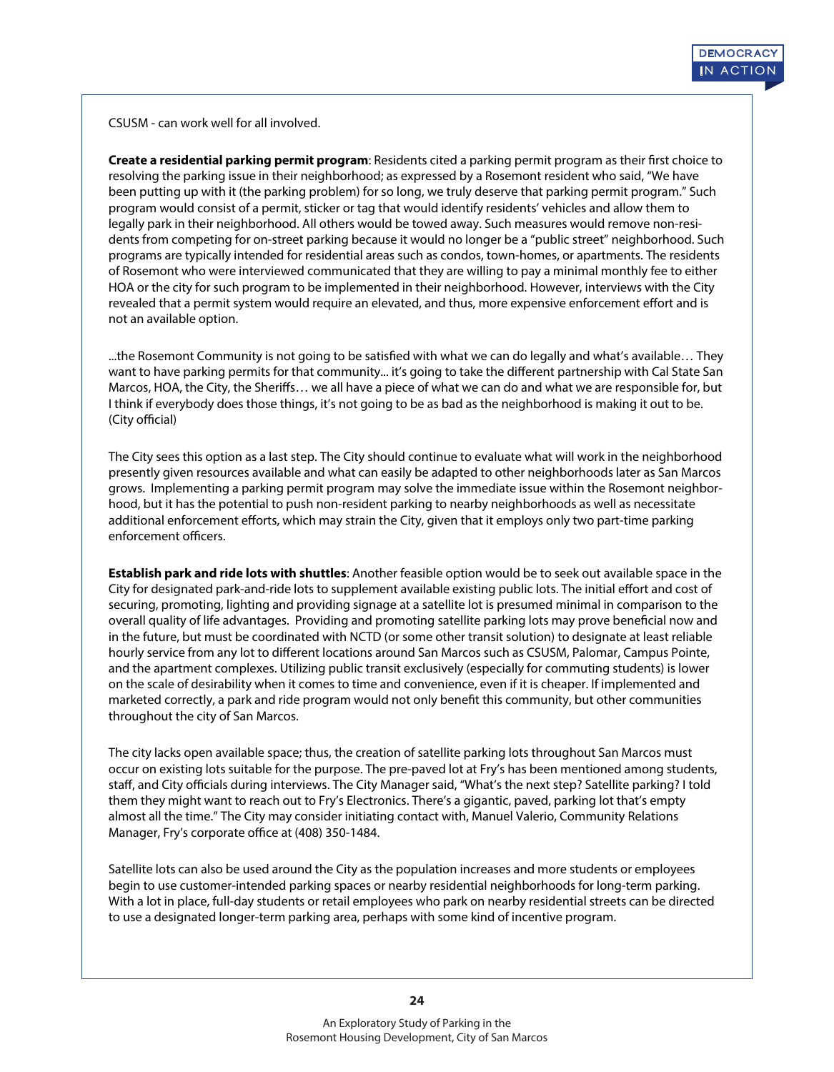CSUSM - can work well for all involved.

**Create a residential parking permit program**: Residents cited a parking permit program as their first choice to resolving the parking issue in their neighborhood; as expressed by a Rosemont resident who said, "We have been putting up with it (the parking problem) for so long, we truly deserve that parking permit program." Such program would consist of a permit, sticker or tag that would identify residents' vehicles and allow them to legally park in their neighborhood. All others would be towed away. Such measures would remove non-residents from competing for on-street parking because it would no longer be a "public street" neighborhood. Such programs are typically intended for residential areas such as condos, town-homes, or apartments. The residents of Rosemont who were interviewed communicated that they are willing to pay a minimal monthly fee to either HOA or the city for such program to be implemented in their neighborhood. However, interviews with the City revealed that a permit system would require an elevated, and thus, more expensive enforcement effort and is not an available option.

...the Rosemont Community is not going to be satisfied with what we can do legally and what's available… They want to have parking permits for that community... it's going to take the different partnership with Cal State San Marcos, HOA, the City, the Sheriffs… we all have a piece of what we can do and what we are responsible for, but I think if everybody does those things, it's not going to be as bad as the neighborhood is making it out to be. (City official)

The City sees this option as a last step. The City should continue to evaluate what will work in the neighborhood presently given resources available and what can easily be adapted to other neighborhoods later as San Marcos grows. Implementing a parking permit program may solve the immediate issue within the Rosemont neighborhood, but it has the potential to push non-resident parking to nearby neighborhoods as well as necessitate additional enforcement efforts, which may strain the City, given that it employs only two part-time parking enforcement officers.

**Establish park and ride lots with shuttles**: Another feasible option would be to seek out available space in the City for designated park-and-ride lots to supplement available existing public lots. The initial effort and cost of securing, promoting, lighting and providing signage at a satellite lot is presumed minimal in comparison to the overall quality of life advantages. Providing and promoting satellite parking lots may prove beneficial now and in the future, but must be coordinated with NCTD (or some other transit solution) to designate at least reliable hourly service from any lot to different locations around San Marcos such as CSUSM, Palomar, Campus Pointe, and the apartment complexes. Utilizing public transit exclusively (especially for commuting students) is lower on the scale of desirability when it comes to time and convenience, even if it is cheaper. If implemented and marketed correctly, a park and ride program would not only benefit this community, but other communities throughout the city of San Marcos.

The city lacks open available space; thus, the creation of satellite parking lots throughout San Marcos must occur on existing lots suitable for the purpose. The pre-paved lot at Fry's has been mentioned among students, staff, and City officials during interviews. The City Manager said, "What's the next step? Satellite parking? I told them they might want to reach out to Fry's Electronics. There's a gigantic, paved, parking lot that's empty almost all the time." The City may consider initiating contact with, Manuel Valerio, Community Relations Manager, Fry's corporate office at (408) 350-1484.

Satellite lots can also be used around the City as the population increases and more students or employees begin to use customer-intended parking spaces or nearby residential neighborhoods for long-term parking. With a lot in place, full-day students or retail employees who park on nearby residential streets can be directed to use a designated longer-term parking area, perhaps with some kind of incentive program.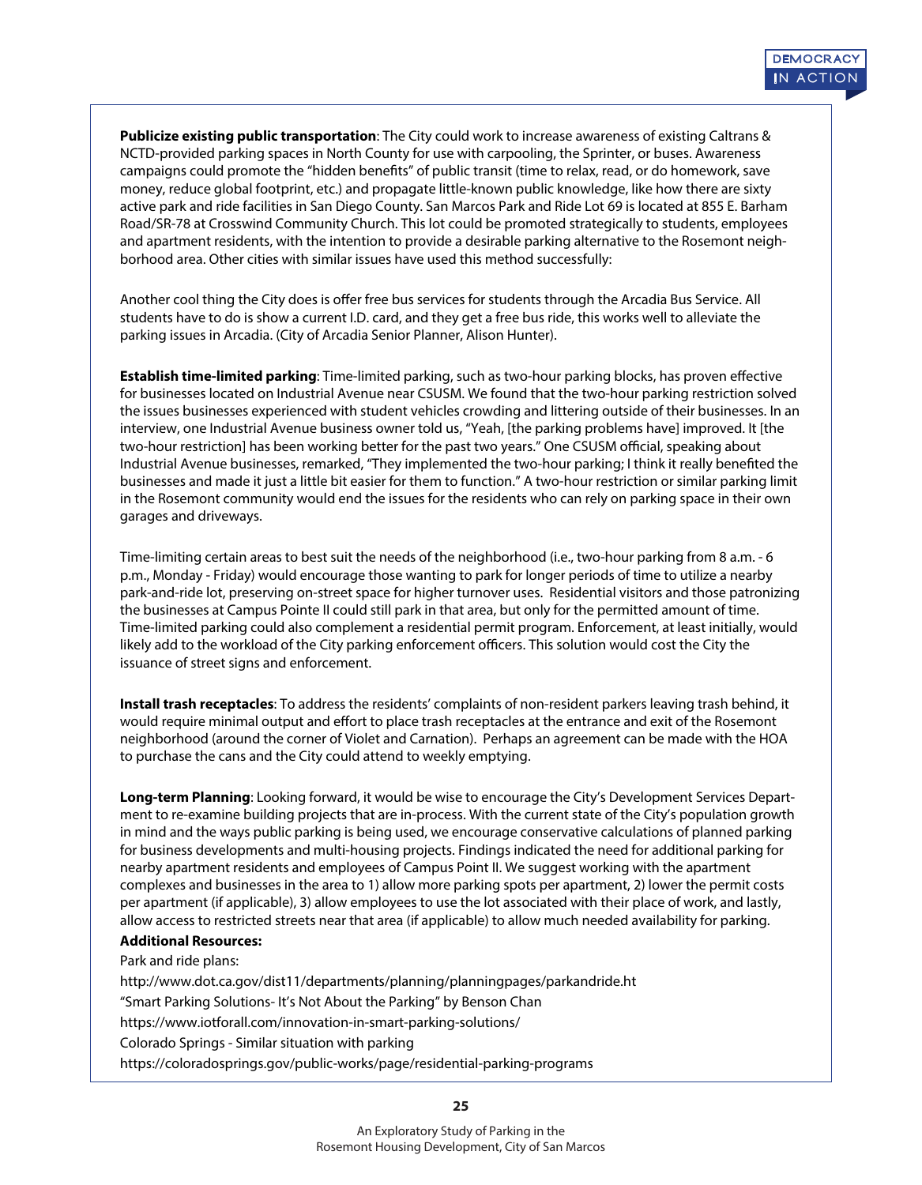**Publicize existing public transportation**: The City could work to increase awareness of existing Caltrans & NCTD-provided parking spaces in North County for use with carpooling, the Sprinter, or buses. Awareness campaigns could promote the "hidden benefits" of public transit (time to relax, read, or do homework, save money, reduce global footprint, etc.) and propagate little-known public knowledge, like how there are sixty active park and ride facilities in San Diego County. San Marcos Park and Ride Lot 69 is located at 855 E. Barham Road/SR-78 at Crosswind Community Church. This lot could be promoted strategically to students, employees and apartment residents, with the intention to provide a desirable parking alternative to the Rosemont neighborhood area. Other cities with similar issues have used this method successfully:

Another cool thing the City does is offer free bus services for students through the Arcadia Bus Service. All students have to do is show a current I.D. card, and they get a free bus ride, this works well to alleviate the parking issues in Arcadia. (City of Arcadia Senior Planner, Alison Hunter).

**Establish time-limited parking**: Time-limited parking, such as two-hour parking blocks, has proven effective for businesses located on Industrial Avenue near CSUSM. We found that the two-hour parking restriction solved the issues businesses experienced with student vehicles crowding and littering outside of their businesses. In an interview, one Industrial Avenue business owner told us, "Yeah, [the parking problems have] improved. It [the two-hour restriction] has been working better for the past two years." One CSUSM official, speaking about Industrial Avenue businesses, remarked, "They implemented the two-hour parking; I think it really benefited the businesses and made it just a little bit easier for them to function." A two-hour restriction or similar parking limit in the Rosemont community would end the issues for the residents who can rely on parking space in their own garages and driveways.

Time-limiting certain areas to best suit the needs of the neighborhood (i.e., two-hour parking from 8 a.m. - 6 p.m., Monday - Friday) would encourage those wanting to park for longer periods of time to utilize a nearby park-and-ride lot, preserving on-street space for higher turnover uses. Residential visitors and those patronizing the businesses at Campus Pointe II could still park in that area, but only for the permitted amount of time. Time-limited parking could also complement a residential permit program. Enforcement, at least initially, would likely add to the workload of the City parking enforcement officers. This solution would cost the City the issuance of street signs and enforcement.

**Install trash receptacles**: To address the residents' complaints of non-resident parkers leaving trash behind, it would require minimal output and effort to place trash receptacles at the entrance and exit of the Rosemont neighborhood (around the corner of Violet and Carnation). Perhaps an agreement can be made with the HOA to purchase the cans and the City could attend to weekly emptying.

**Long-term Planning**: Looking forward, it would be wise to encourage the City's Development Services Department to re-examine building projects that are in-process. With the current state of the City's population growth in mind and the ways public parking is being used, we encourage conservative calculations of planned parking for business developments and multi-housing projects. Findings indicated the need for additional parking for nearby apartment residents and employees of Campus Point II. We suggest working with the apartment complexes and businesses in the area to 1) allow more parking spots per apartment, 2) lower the permit costs per apartment (if applicable), 3) allow employees to use the lot associated with their place of work, and lastly, allow access to restricted streets near that area (if applicable) to allow much needed availability for parking.

**Additional Resources:**

Park and ride plans:

http://www.dot.ca.gov/dist11/departments/planning/planningpages/parkandride.ht

"Smart Parking Solutions- It's Not About the Parking" by Benson Chan

https://www.iotforall.com/innovation-in-smart-parking-solutions/

Colorado Springs - Similar situation with parking

https://coloradosprings.gov/public-works/page/residential-parking-programs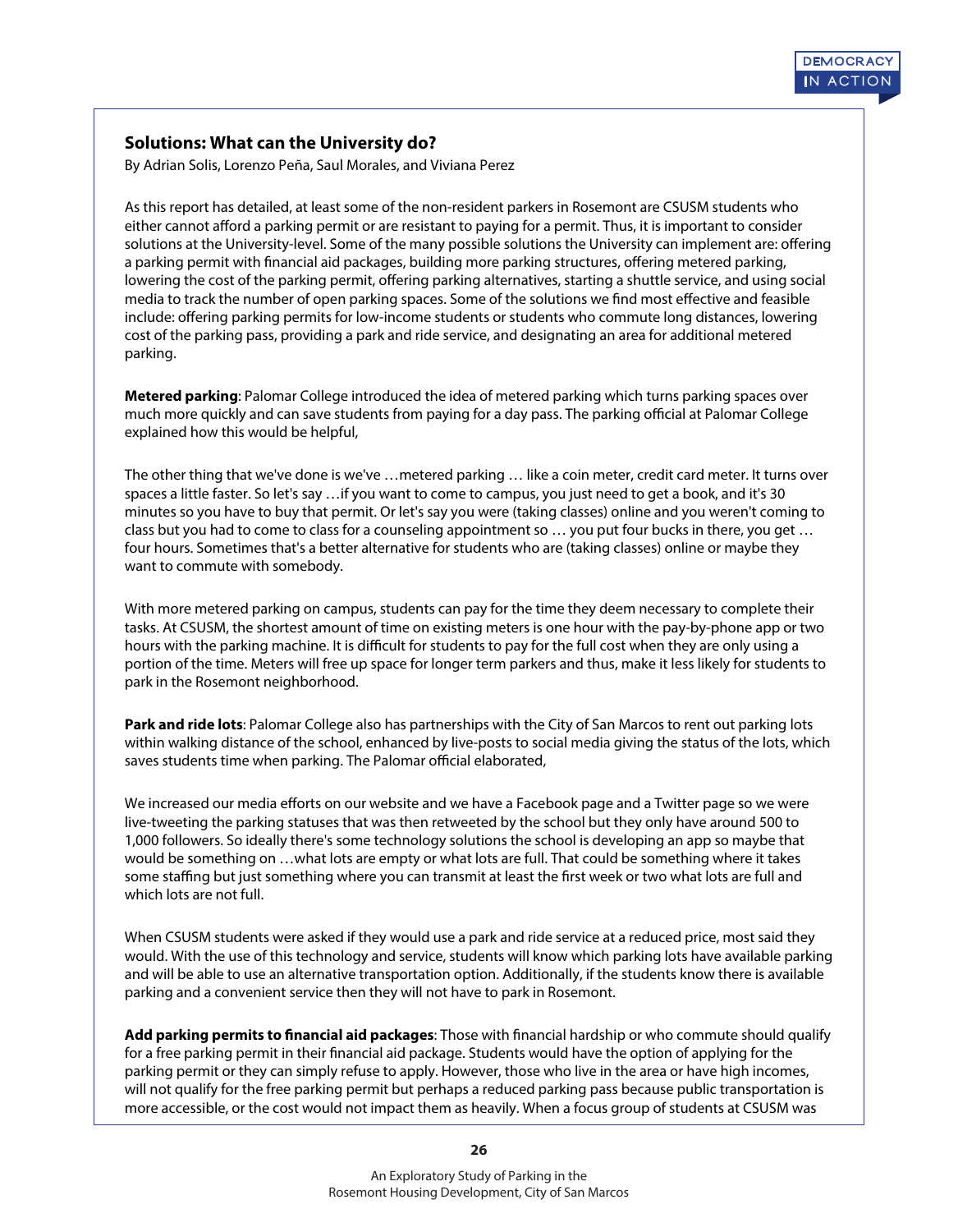## Solutions: What can the University do?

By Adrian Solis, Lorenzo Peña, Saul Morales, and Viviana Perez

As this report has detailed, at least some of the non-resident parkers in Rosemont are CSUSM students who either cannot afford a parking permit or are resistant to paying for a permit. Thus, it is important to consider solutions at the University-level. Some of the many possible solutions the University can implement are: offering a parking permit with financial aid packages, building more parking structures, offering metered parking, lowering the cost of the parking permit, offering parking alternatives, starting a shuttle service, and using social media to track the number of open parking spaces. Some of the solutions we find most effective and feasible include: offering parking permits for low-income students or students who commute long distances, lowering cost of the parking pass, providing a park and ride service, and designating an area for additional metered parking.

**Metered parking**: Palomar College introduced the idea of metered parking which turns parking spaces over much more quickly and can save students from paying for a day pass. The parking official at Palomar College explained how this would be helpful,

The other thing that we've done is we've …metered parking … like a coin meter, credit card meter. It turns over spaces a little faster. So let's say …if you want to come to campus, you just need to get a book, and it's 30 minutes so you have to buy that permit. Or let's say you were (taking classes) online and you weren't coming to class but you had to come to class for a counseling appointment so … you put four bucks in there, you get … four hours. Sometimes that's a better alternative for students who are (taking classes) online or maybe they want to commute with somebody.

With more metered parking on campus, students can pay for the time they deem necessary to complete their tasks. At CSUSM, the shortest amount of time on existing meters is one hour with the pay-by-phone app or two hours with the parking machine. It is difficult for students to pay for the full cost when they are only using a portion of the time. Meters will free up space for longer term parkers and thus, make it less likely for students to park in the Rosemont neighborhood.

**Park and ride lots**: Palomar College also has partnerships with the City of San Marcos to rent out parking lots within walking distance of the school, enhanced by live-posts to social media giving the status of the lots, which saves students time when parking. The Palomar official elaborated,

We increased our media efforts on our website and we have a Facebook page and a Twitter page so we were live-tweeting the parking statuses that was then retweeted by the school but they only have around 500 to 1,000 followers. So ideally there's some technology solutions the school is developing an app so maybe that would be something on …what lots are empty or what lots are full. That could be something where it takes some staffing but just something where you can transmit at least the first week or two what lots are full and which lots are not full.

When CSUSM students were asked if they would use a park and ride service at a reduced price, most said they would. With the use of this technology and service, students will know which parking lots have available parking and will be able to use an alternative transportation option. Additionally, if the students know there is available parking and a convenient service then they will not have to park in Rosemont.

**Add parking permits to financial aid packages**: Those with financial hardship or who commute should qualify for a free parking permit in their financial aid package. Students would have the option of applying for the parking permit or they can simply refuse to apply. However, those who live in the area or have high incomes, will not qualify for the free parking permit but perhaps a reduced parking pass because public transportation is more accessible, or the cost would not impact them as heavily. When a focus group of students at CSUSM was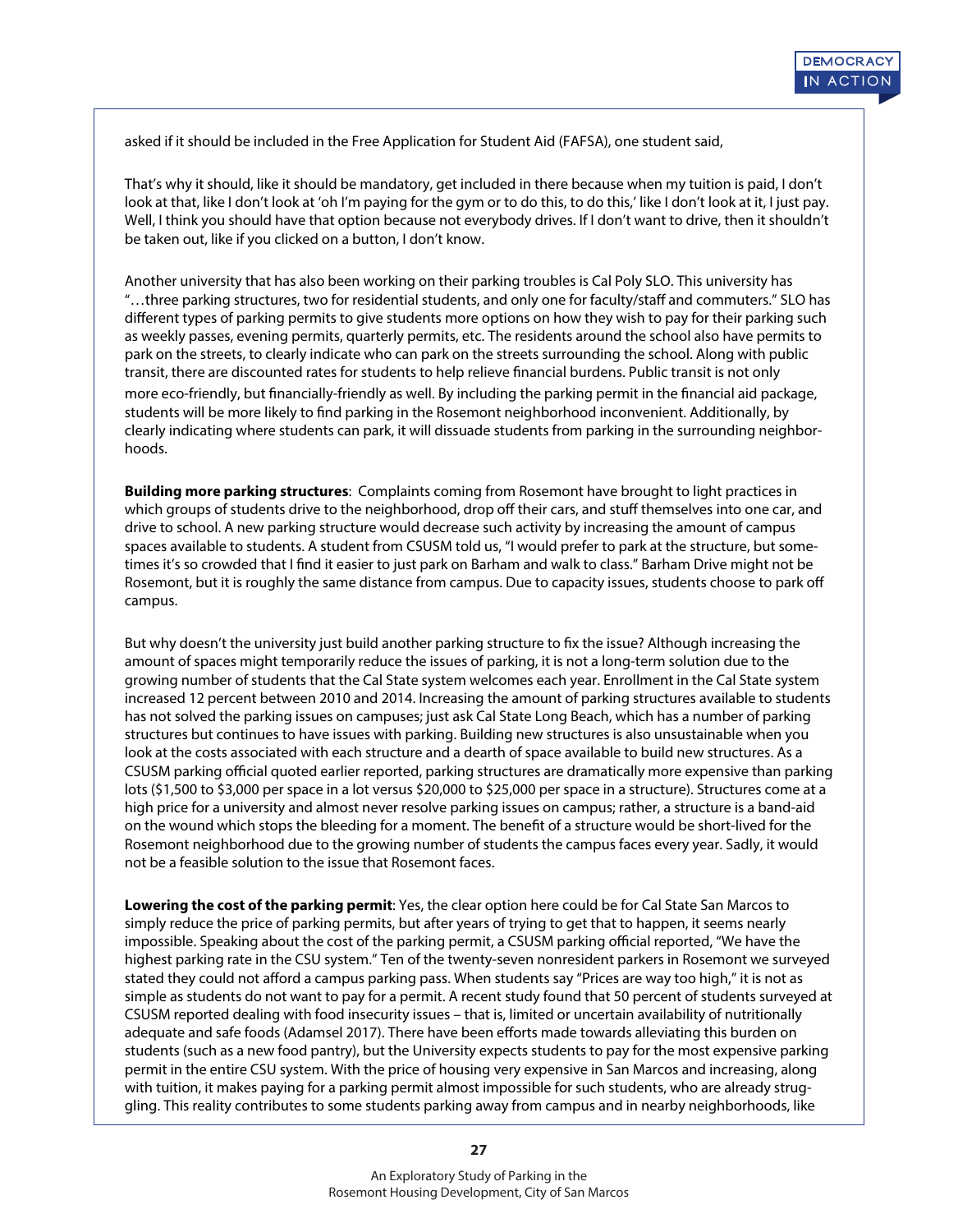asked if it should be included in the Free Application for Student Aid (FAFSA), one student said,

That's why it should, like it should be mandatory, get included in there because when my tuition is paid, I don't look at that, like I don't look at 'oh I'm paying for the gym or to do this, to do this,' like I don't look at it, I just pay. Well, I think you should have that option because not everybody drives. If I don't want to drive, then it shouldn't be taken out, like if you clicked on a button, I don't know.

Another university that has also been working on their parking troubles is Cal Poly SLO. This university has "…three parking structures, two for residential students, and only one for faculty/staff and commuters." SLO has different types of parking permits to give students more options on how they wish to pay for their parking such as weekly passes, evening permits, quarterly permits, etc. The residents around the school also have permits to park on the streets, to clearly indicate who can park on the streets surrounding the school. Along with public transit, there are discounted rates for students to help relieve financial burdens. Public transit is not only more eco-friendly, but financially-friendly as well. By including the parking permit in the financial aid package, students will be more likely to find parking in the Rosemont neighborhood inconvenient. Additionally, by clearly indicating where students can park, it will dissuade students from parking in the surrounding neighborhoods.

**Building more parking structures**: Complaints coming from Rosemont have brought to light practices in which groups of students drive to the neighborhood, drop off their cars, and stuff themselves into one car, and drive to school. A new parking structure would decrease such activity by increasing the amount of campus spaces available to students. A student from CSUSM told us, "I would prefer to park at the structure, but sometimes it's so crowded that I find it easier to just park on Barham and walk to class." Barham Drive might not be Rosemont, but it is roughly the same distance from campus. Due to capacity issues, students choose to park off campus.

But why doesn't the university just build another parking structure to fix the issue? Although increasing the amount of spaces might temporarily reduce the issues of parking, it is not a long-term solution due to the growing number of students that the Cal State system welcomes each year. Enrollment in the Cal State system increased 12 percent between 2010 and 2014. Increasing the amount of parking structures available to students has not solved the parking issues on campuses; just ask Cal State Long Beach, which has a number of parking structures but continues to have issues with parking. Building new structures is also unsustainable when you look at the costs associated with each structure and a dearth of space available to build new structures. As a CSUSM parking official quoted earlier reported, parking structures are dramatically more expensive than parking lots ($1,500 to $3,000 per space in a lot versus $20,000 to $25,000 per space in a structure). Structures come at a high price for a university and almost never resolve parking issues on campus; rather, a structure is a band-aid on the wound which stops the bleeding for a moment. The benefit of a structure would be short-lived for the Rosemont neighborhood due to the growing number of students the campus faces every year. Sadly, it would not be a feasible solution to the issue that Rosemont faces.

**Lowering the cost of the parking permit**: Yes, the clear option here could be for Cal State San Marcos to simply reduce the price of parking permits, but after years of trying to get that to happen, it seems nearly impossible. Speaking about the cost of the parking permit, a CSUSM parking official reported, "We have the highest parking rate in the CSU system." Ten of the twenty-seven nonresident parkers in Rosemont we surveyed stated they could not afford a campus parking pass. When students say "Prices are way too high," it is not as simple as students do not want to pay for a permit. A recent study found that 50 percent of students surveyed at CSUSM reported dealing with food insecurity issues – that is, limited or uncertain availability of nutritionally adequate and safe foods (Adamsel 2017). There have been efforts made towards alleviating this burden on students (such as a new food pantry), but the University expects students to pay for the most expensive parking permit in the entire CSU system. With the price of housing very expensive in San Marcos and increasing, along with tuition, it makes paying for a parking permit almost impossible for such students, who are already struggling. This reality contributes to some students parking away from campus and in nearby neighborhoods, like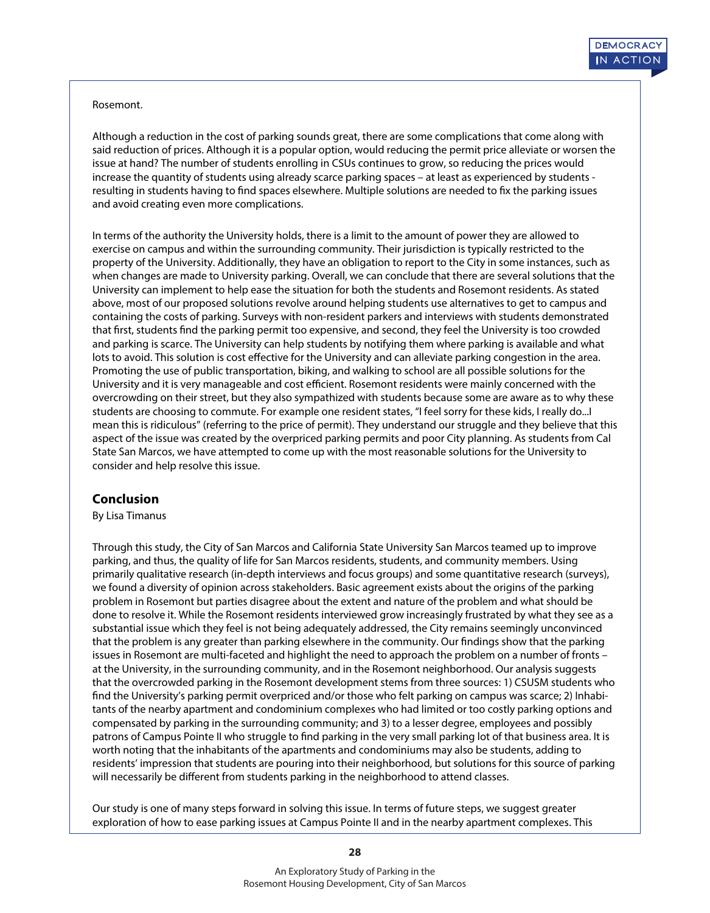Rosemont.

Although a reduction in the cost of parking sounds great, there are some complications that come along with said reduction of prices. Although it is a popular option, would reducing the permit price alleviate or worsen the issue at hand? The number of students enrolling in CSUs continues to grow, so reducing the prices would increase the quantity of students using already scarce parking spaces – at least as experienced by students - resulting in students having to find spaces elsewhere. Multiple solutions are needed to fix the parking issues and avoid creating even more complications.

In terms of the authority the University holds, there is a limit to the amount of power they are allowed to exercise on campus and within the surrounding community. Their jurisdiction is typically restricted to the property of the University. Additionally, they have an obligation to report to the City in some instances, such as when changes are made to University parking. Overall, we can conclude that there are several solutions that the University can implement to help ease the situation for both the students and Rosemont residents. As stated above, most of our proposed solutions revolve around helping students use alternatives to get to campus and containing the costs of parking. Surveys with non-resident parkers and interviews with students demonstrated that first, students find the parking permit too expensive, and second, they feel the University is too crowded and parking is scarce. The University can help students by notifying them where parking is available and what lots to avoid. This solution is cost effective for the University and can alleviate parking congestion in the area. Promoting the use of public transportation, biking, and walking to school are all possible solutions for the University and it is very manageable and cost efficient. Rosemont residents were mainly concerned with the overcrowding on their street, but they also sympathized with students because some are aware as to why these students are choosing to commute. For example one resident states, "I feel sorry for these kids, I really do...I mean this is ridiculous" (referring to the price of permit). They understand our struggle and they believe that this aspect of the issue was created by the overpriced parking permits and poor City planning. As students from Cal State San Marcos, we have attempted to come up with the most reasonable solutions for the University to consider and help resolve this issue.

## Conclusion

By Lisa Timanus

Through this study, the City of San Marcos and California State University San Marcos teamed up to improve parking, and thus, the quality of life for San Marcos residents, students, and community members. Using primarily qualitative research (in-depth interviews and focus groups) and some quantitative research (surveys), we found a diversity of opinion across stakeholders. Basic agreement exists about the origins of the parking problem in Rosemont but parties disagree about the extent and nature of the problem and what should be done to resolve it. While the Rosemont residents interviewed grow increasingly frustrated by what they see as a substantial issue which they feel is not being adequately addressed, the City remains seemingly unconvinced that the problem is any greater than parking elsewhere in the community. Our findings show that the parking issues in Rosemont are multi-faceted and highlight the need to approach the problem on a number of fronts – at the University, in the surrounding community, and in the Rosemont neighborhood. Our analysis suggests that the overcrowded parking in the Rosemont development stems from three sources: 1) CSUSM students who find the University's parking permit overpriced and/or those who felt parking on campus was scarce; 2) Inhabitants of the nearby apartment and condominium complexes who had limited or too costly parking options and compensated by parking in the surrounding community; and 3) to a lesser degree, employees and possibly patrons of Campus Pointe II who struggle to find parking in the very small parking lot of that business area. It is worth noting that the inhabitants of the apartments and condominiums may also be students, adding to residents' impression that students are pouring into their neighborhood, but solutions for this source of parking will necessarily be different from students parking in the neighborhood to attend classes.

Our study is one of many steps forward in solving this issue. In terms of future steps, we suggest greater exploration of how to ease parking issues at Campus Pointe II and in the nearby apartment complexes. This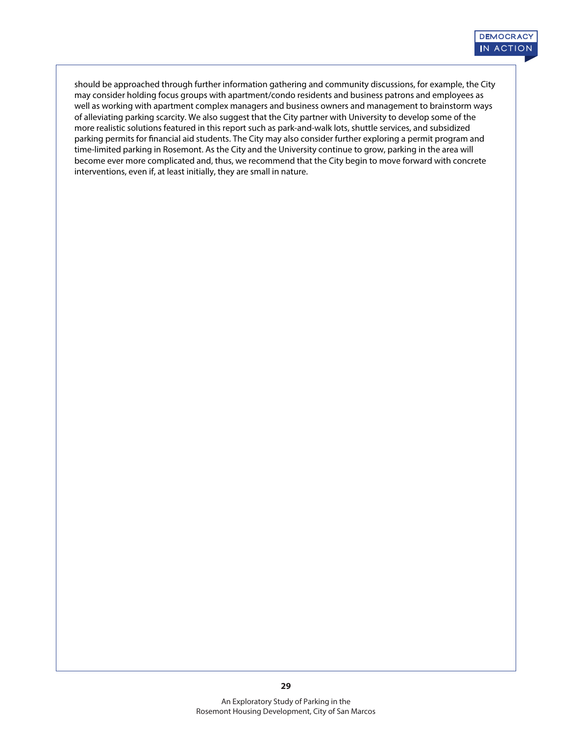should be approached through further information gathering and community discussions, for example, the City may consider holding focus groups with apartment/condo residents and business patrons and employees as well as working with apartment complex managers and business owners and management to brainstorm ways of alleviating parking scarcity. We also suggest that the City partner with University to develop some of the more realistic solutions featured in this report such as park-and-walk lots, shuttle services, and subsidized parking permits for financial aid students. The City may also consider further exploring a permit program and time-limited parking in Rosemont. As the City and the University continue to grow, parking in the area will become ever more complicated and, thus, we recommend that the City begin to move forward with concrete interventions, even if, at least initially, they are small in nature.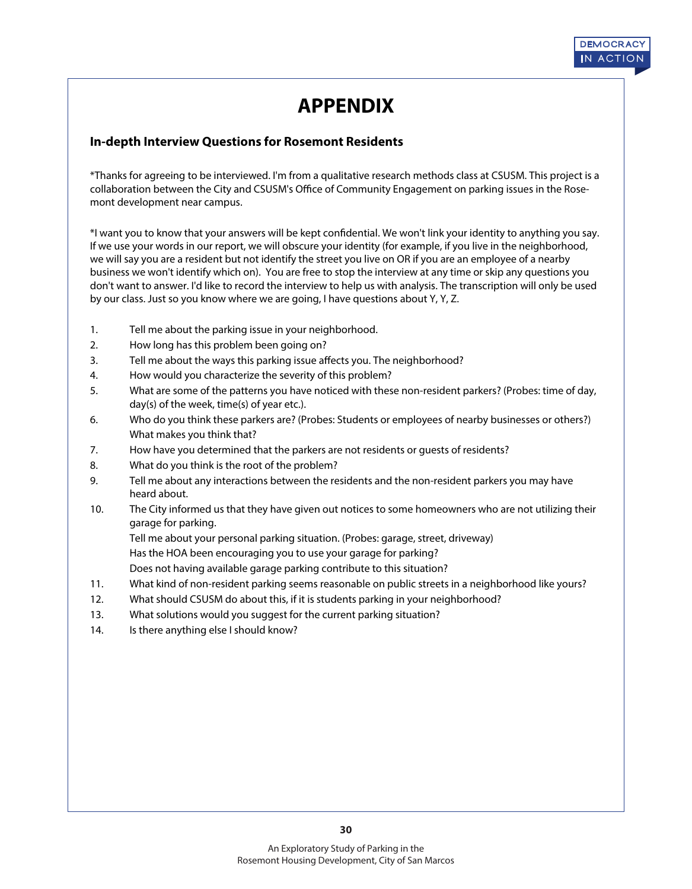# APPENDIX

### In-depth Interview Questions for Rosemont Residents

*Thanks for agreeing to be interviewed. I'm from a qualitative research methods class at CSUSM. This project is a collaboration between the City and CSUSM's Office of Community Engagement on parking issues in the Rosemont development near campus.

*I want you to know that your answers will be kept confidential. We won't link your identity to anything you say. If we use your words in our report, we will obscure your identity (for example, if you live in the neighborhood, we will say you are a resident but not identify the street you live on OR if you are an employee of a nearby business we won't identify which on). You are free to stop the interview at any time or skip any questions you don't want to answer. I'd like to record the interview to help us with analysis. The transcription will only be used by our class. Just so you know where we are going, I have questions about Y, Y, Z.

1. Tell me about the parking issue in your neighborhood.
2. How long has this problem been going on?
3. Tell me about the ways this parking issue affects you. The neighborhood?
4. How would you characterize the severity of this problem?
5. What are some of the patterns you have noticed with these non-resident parkers? (Probes: time of day, day(s) of the week, time(s) of year etc.).
6. Who do you think these parkers are? (Probes: Students or employees of nearby businesses or others?) What makes you think that?
7. How have you determined that the parkers are not residents or guests of residents?
8. What do you think is the root of the problem?
9. Tell me about any interactions between the residents and the non-resident parkers you may have heard about.
10. The City informed us that they have given out notices to some homeowners who are not utilizing their garage for parking.
    Tell me about your personal parking situation. (Probes: garage, street, driveway)
    Has the HOA been encouraging you to use your garage for parking?
    Does not having available garage parking contribute to this situation?
11. What kind of non-resident parking seems reasonable on public streets in a neighborhood like yours?
12. What should CSUSM do about this, if it is students parking in your neighborhood?
13. What solutions would you suggest for the current parking situation?
14. Is there anything else I should know?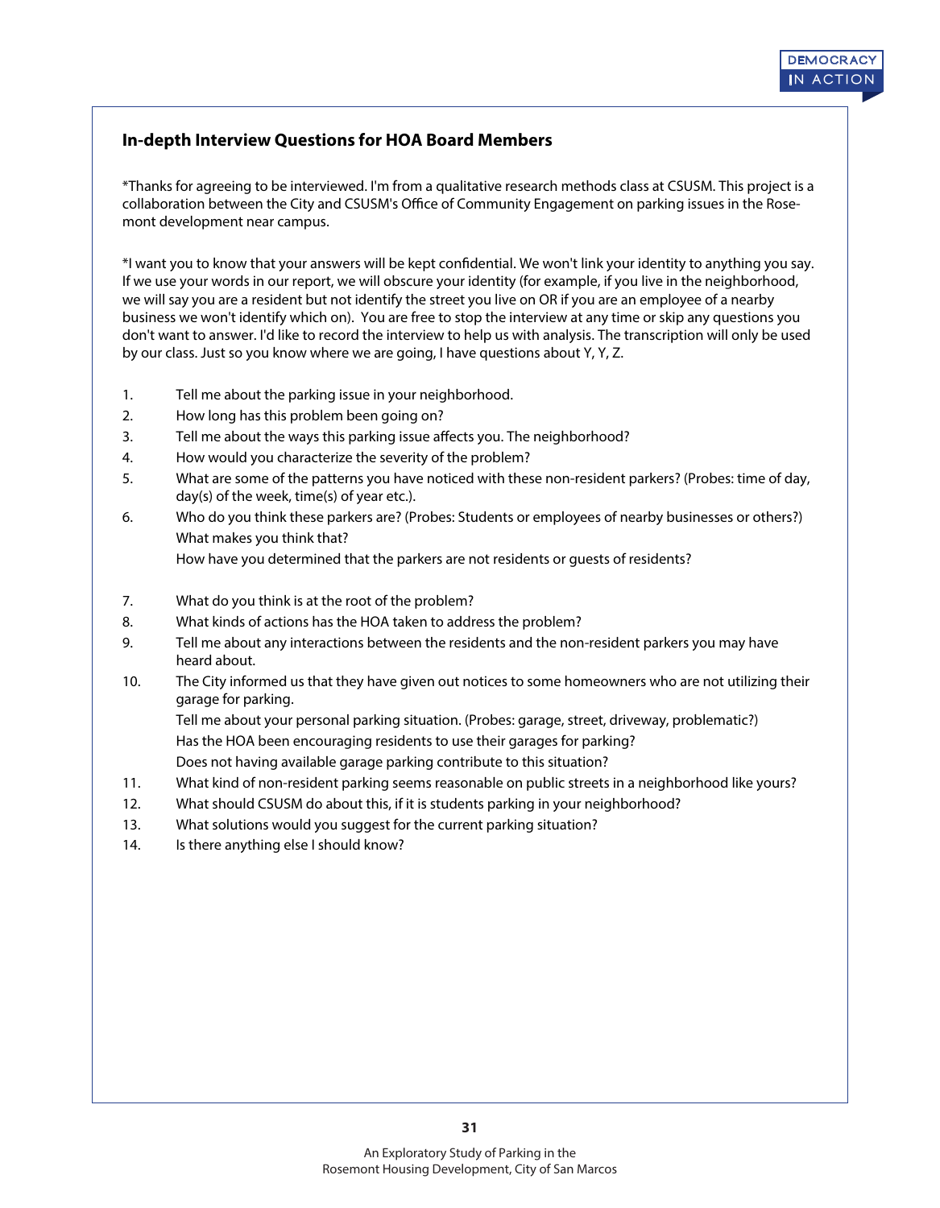### In-depth Interview Questions for HOA Board Members

*Thanks for agreeing to be interviewed. I'm from a qualitative research methods class at CSUSM. This project is a collaboration between the City and CSUSM's Office of Community Engagement on parking issues in the Rosemont development near campus.

*I want you to know that your answers will be kept confidential. We won't link your identity to anything you say. If we use your words in our report, we will obscure your identity (for example, if you live in the neighborhood, we will say you are a resident but not identify the street you live on OR if you are an employee of a nearby business we won't identify which on). You are free to stop the interview at any time or skip any questions you don't want to answer. I'd like to record the interview to help us with analysis. The transcription will only be used by our class. Just so you know where we are going, I have questions about Y, Y, Z.

1. Tell me about the parking issue in your neighborhood.
2. How long has this problem been going on?
3. Tell me about the ways this parking issue affects you. The neighborhood?
4. How would you characterize the severity of the problem?
5. What are some of the patterns you have noticed with these non-resident parkers? (Probes: time of day, day(s) of the week, time(s) of year etc.).
6. Who do you think these parkers are? (Probes: Students or employees of nearby businesses or others?)
   What makes you think that?
   How have you determined that the parkers are not residents or guests of residents?
7. What do you think is at the root of the problem?
8. What kinds of actions has the HOA taken to address the problem?
9. Tell me about any interactions between the residents and the non-resident parkers you may have heard about.
10. The City informed us that they have given out notices to some homeowners who are not utilizing their garage for parking.
    Tell me about your personal parking situation. (Probes: garage, street, driveway, problematic?)
    Has the HOA been encouraging residents to use their garages for parking?
    Does not having available garage parking contribute to this situation?
11. What kind of non-resident parking seems reasonable on public streets in a neighborhood like yours?
12. What should CSUSM do about this, if it is students parking in your neighborhood?
13. What solutions would you suggest for the current parking situation?
14. Is there anything else I should know?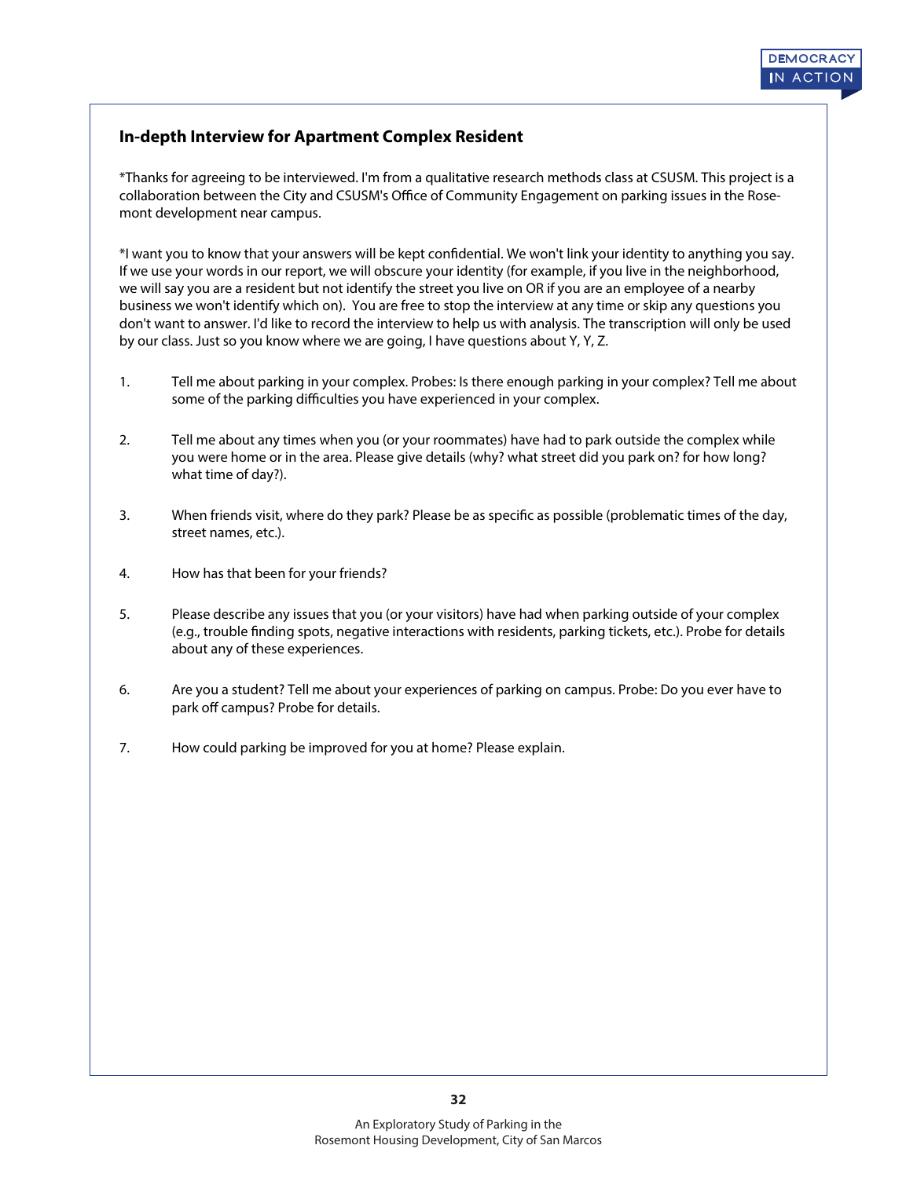### In-depth Interview for Apartment Complex Resident

*Thanks for agreeing to be interviewed. I'm from a qualitative research methods class at CSUSM. This project is a collaboration between the City and CSUSM's Office of Community Engagement on parking issues in the Rosemont development near campus.

*I want you to know that your answers will be kept confidential. We won't link your identity to anything you say. If we use your words in our report, we will obscure your identity (for example, if you live in the neighborhood, we will say you are a resident but not identify the street you live on OR if you are an employee of a nearby business we won't identify which on). You are free to stop the interview at any time or skip any questions you don't want to answer. I'd like to record the interview to help us with analysis. The transcription will only be used by our class. Just so you know where we are going, I have questions about Y, Y, Z.

1. Tell me about parking in your complex. Probes: Is there enough parking in your complex? Tell me about some of the parking difficulties you have experienced in your complex.

2. Tell me about any times when you (or your roommates) have had to park outside the complex while you were home or in the area. Please give details (why? what street did you park on? for how long? what time of day?).

3. When friends visit, where do they park? Please be as specific as possible (problematic times of the day, street names, etc.).

4. How has that been for your friends?

5. Please describe any issues that you (or your visitors) have had when parking outside of your complex (e.g., trouble finding spots, negative interactions with residents, parking tickets, etc.). Probe for details about any of these experiences.

6. Are you a student? Tell me about your experiences of parking on campus. Probe: Do you ever have to park off campus? Probe for details.

7. How could parking be improved for you at home? Please explain.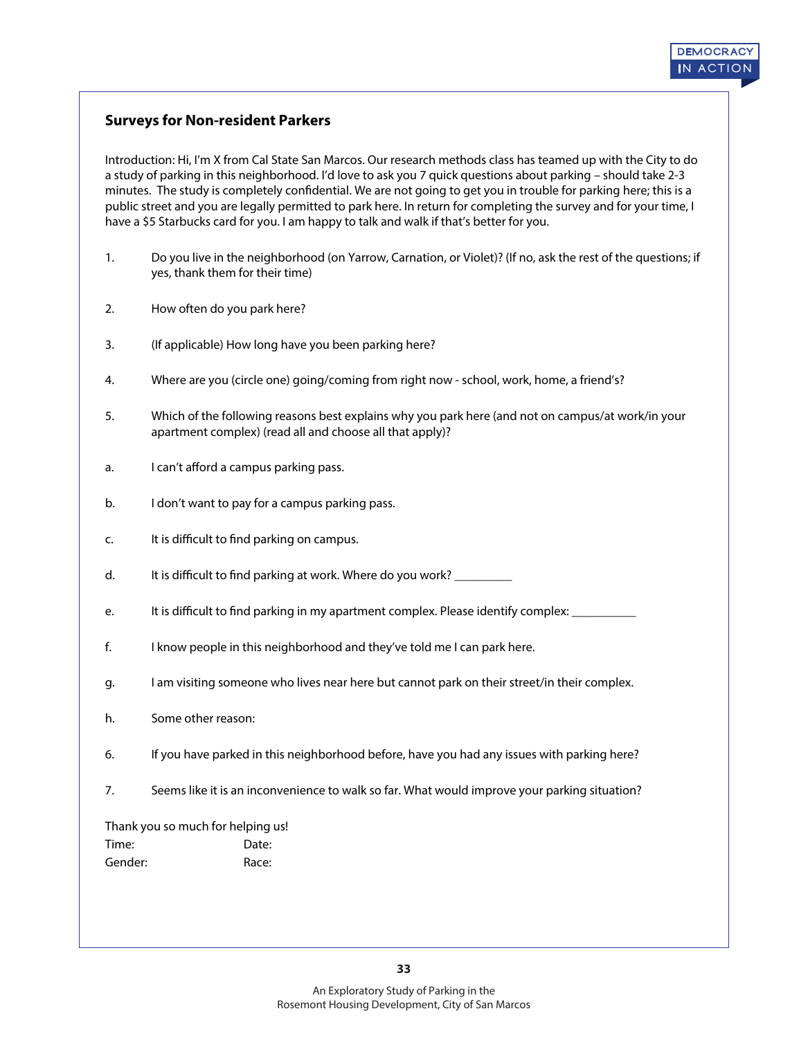### Surveys for Non-resident Parkers

Introduction: Hi, I'm X from Cal State San Marcos. Our research methods class has teamed up with the City to do a study of parking in this neighborhood. I'd love to ask you 7 quick questions about parking – should take 2-3 minutes. The study is completely confidential. We are not going to get you in trouble for parking here; this is a public street and you are legally permitted to park here. In return for completing the survey and for your time, I have a $5 Starbucks card for you. I am happy to talk and walk if that's better for you.

1. Do you live in the neighborhood (on Yarrow, Carnation, or Violet)? (If no, ask the rest of the questions; if yes, thank them for their time)

2. How often do you park here?

3. (If applicable) How long have you been parking here?

4. Where are you (circle one) going/coming from right now - school, work, home, a friend's?

5. Which of the following reasons best explains why you park here (and not on campus/at work/in your apartment complex) (read all and choose all that apply)?

a. I can't afford a campus parking pass.

b. I don't want to pay for a campus parking pass.

c. It is difficult to find parking on campus.

d. It is difficult to find parking at work. Where do you work? _________

e. It is difficult to find parking in my apartment complex. Please identify complex: __________

f. I know people in this neighborhood and they've told me I can park here.

g. I am visiting someone who lives near here but cannot park on their street/in their complex.

h. Some other reason:

6. If you have parked in this neighborhood before, have you had any issues with parking here?

7. Seems like it is an inconvenience to walk so far. What would improve your parking situation?

Thank you so much for helping us!

Time: Date:

Gender: Race: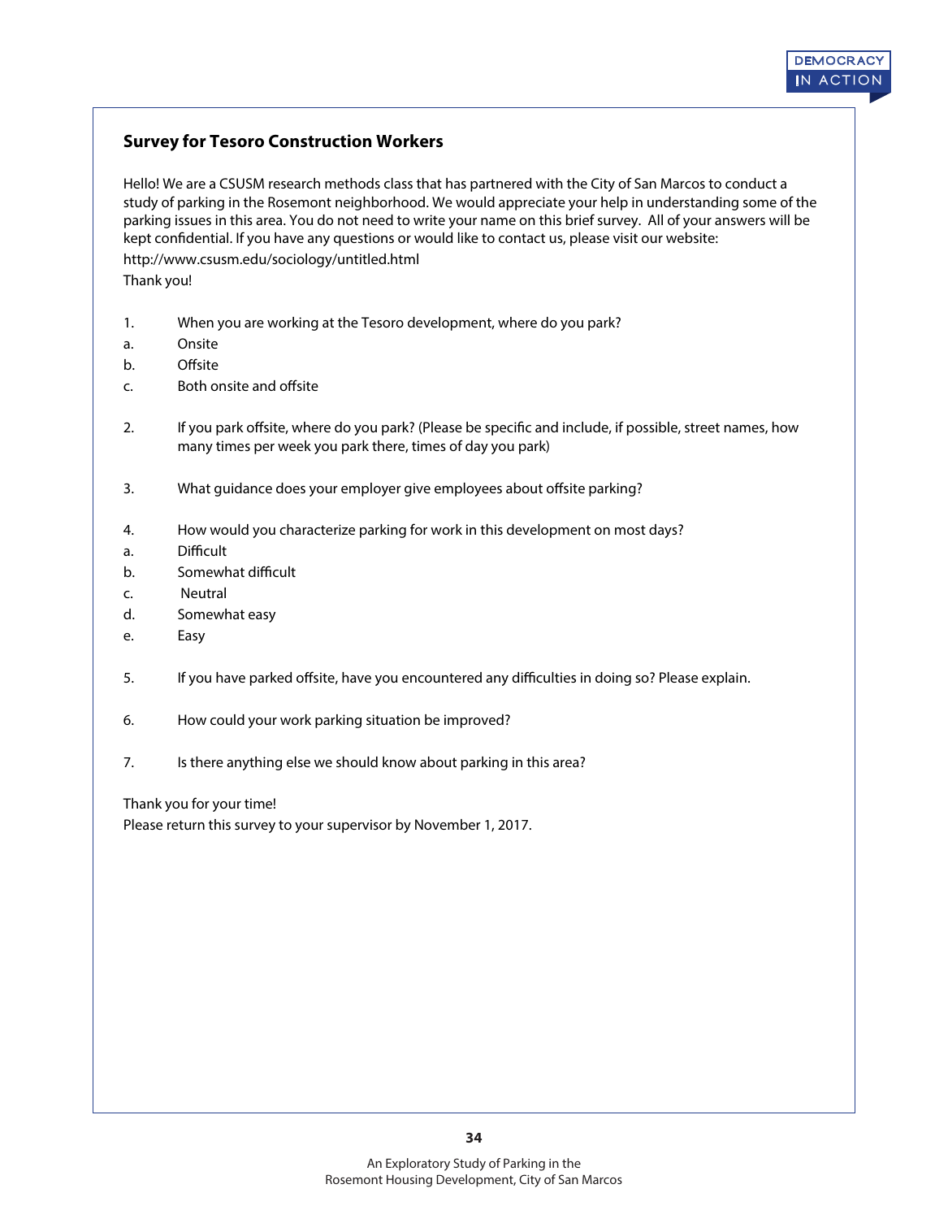**Survey for Tesoro Construction Workers**

Hello! We are a CSUSM research methods class that has partnered with the City of San Marcos to conduct a study of parking in the Rosemont neighborhood. We would appreciate your help in understanding some of the parking issues in this area. You do not need to write your name on this brief survey. All of your answers will be kept confidential. If you have any questions or would like to contact us, please visit our website:
http://www.csusm.edu/sociology/untitled.html
Thank you!

1. When you are working at the Tesoro development, where do you park?
   a. Onsite
   b. Offsite
   c. Both onsite and offsite

2. If you park offsite, where do you park? (Please be specific and include, if possible, street names, how many times per week you park there, times of day you park)

3. What guidance does your employer give employees about offsite parking?

4. How would you characterize parking for work in this development on most days?
   a. Difficult
   b. Somewhat difficult
   c. Neutral
   d. Somewhat easy
   e. Easy

5. If you have parked offsite, have you encountered any difficulties in doing so? Please explain.

6. How could your work parking situation be improved?

7. Is there anything else we should know about parking in this area?

Thank you for your time!
Please return this survey to your supervisor by November 1, 2017.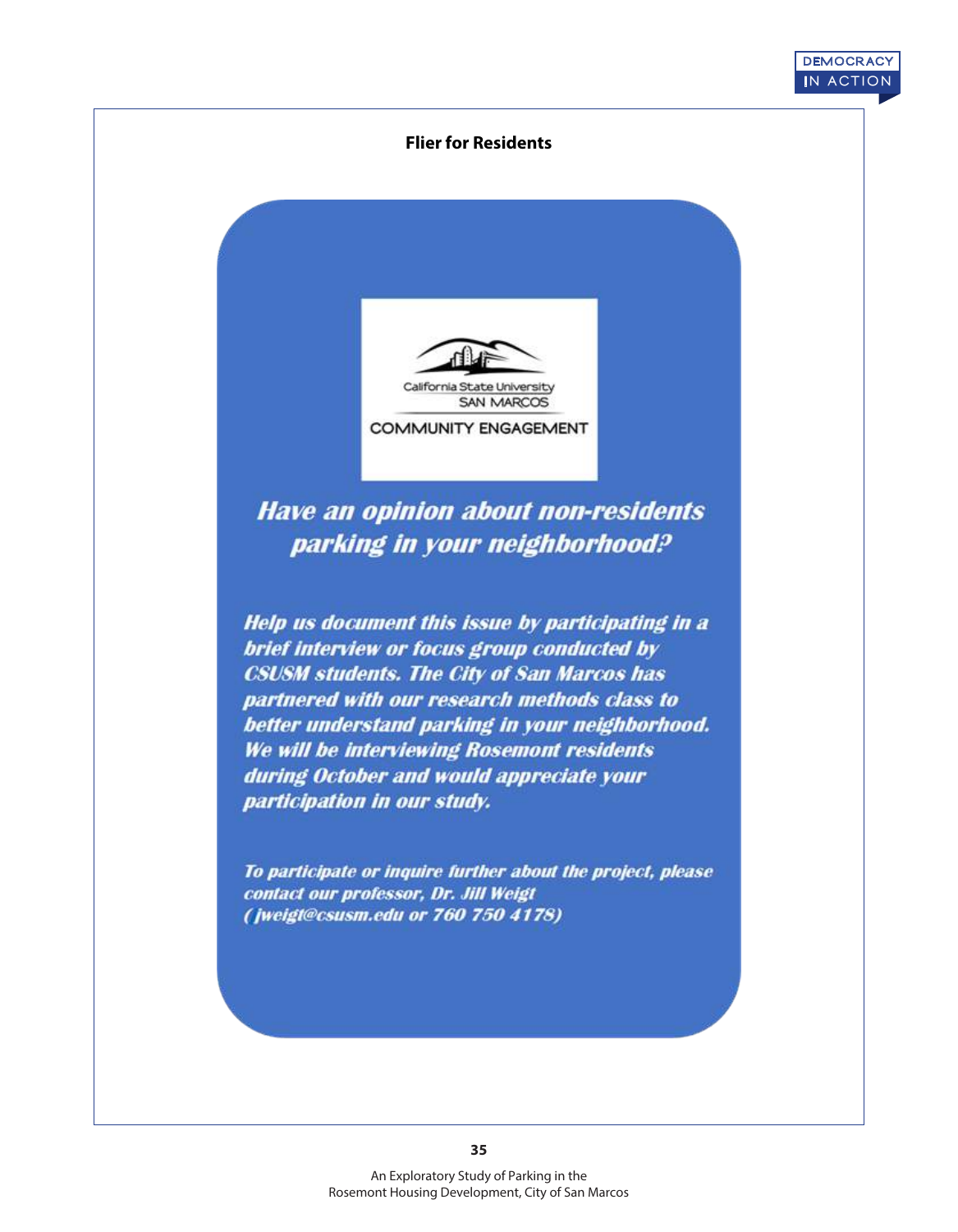**Flier for Residents**

California State University
SAN MARCOS
COMMUNITY ENGAGEMENT

***Have an opinion about non-residents parking in your neighborhood?***

***Help us document this issue by participating in a brief interview or focus group conducted by CSUSM students. The City of San Marcos has partnered with our research methods class to better understand parking in your neighborhood. We will be interviewing Rosemont residents during October and would appreciate your participation in our study.***

***To participate or inquire further about the project, please contact our professor, Dr. Jill Weigt (jweigt@csusm.edu or 760 750 4178)***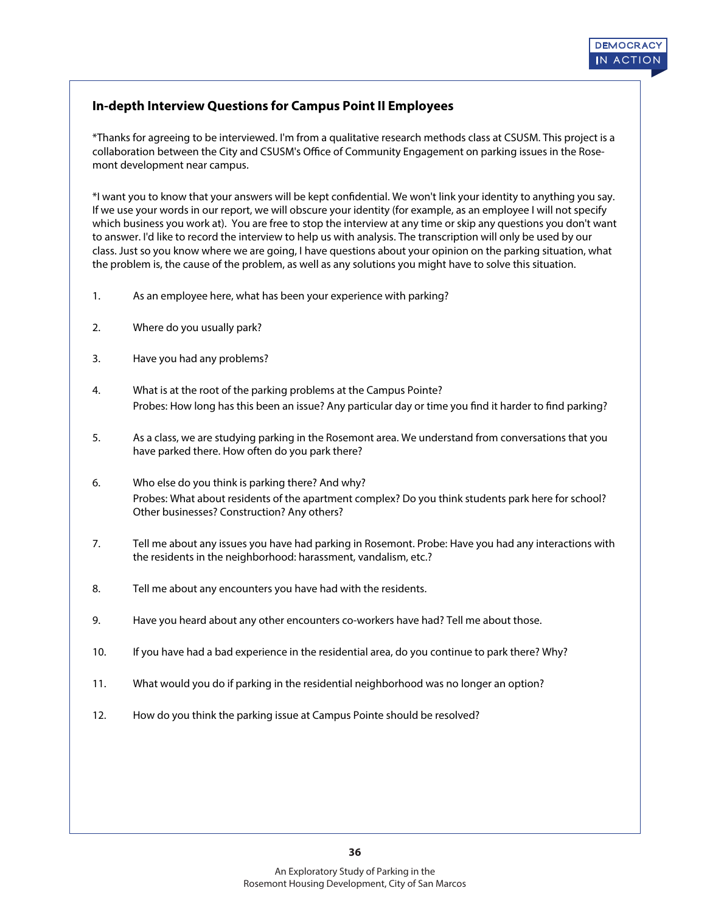## In-depth Interview Questions for Campus Point II Employees

*Thanks for agreeing to be interviewed. I'm from a qualitative research methods class at CSUSM. This project is a collaboration between the City and CSUSM's Office of Community Engagement on parking issues in the Rosemont development near campus.

*I want you to know that your answers will be kept confidential. We won't link your identity to anything you say. If we use your words in our report, we will obscure your identity (for example, as an employee I will not specify which business you work at). You are free to stop the interview at any time or skip any questions you don't want to answer. I'd like to record the interview to help us with analysis. The transcription will only be used by our class. Just so you know where we are going, I have questions about your opinion on the parking situation, what the problem is, the cause of the problem, as well as any solutions you might have to solve this situation.

1. As an employee here, what has been your experience with parking?

2. Where do you usually park?

3. Have you had any problems?

4. What is at the root of the parking problems at the Campus Pointe?
   Probes: How long has this been an issue? Any particular day or time you find it harder to find parking?

5. As a class, we are studying parking in the Rosemont area. We understand from conversations that you have parked there. How often do you park there?

6. Who else do you think is parking there? And why?
   Probes: What about residents of the apartment complex? Do you think students park here for school? Other businesses? Construction? Any others?

7. Tell me about any issues you have had parking in Rosemont. Probe: Have you had any interactions with the residents in the neighborhood: harassment, vandalism, etc.?

8. Tell me about any encounters you have had with the residents.

9. Have you heard about any other encounters co-workers have had? Tell me about those.

10. If you have had a bad experience in the residential area, do you continue to park there? Why?

11. What would you do if parking in the residential neighborhood was no longer an option?

12. How do you think the parking issue at Campus Pointe should be resolved?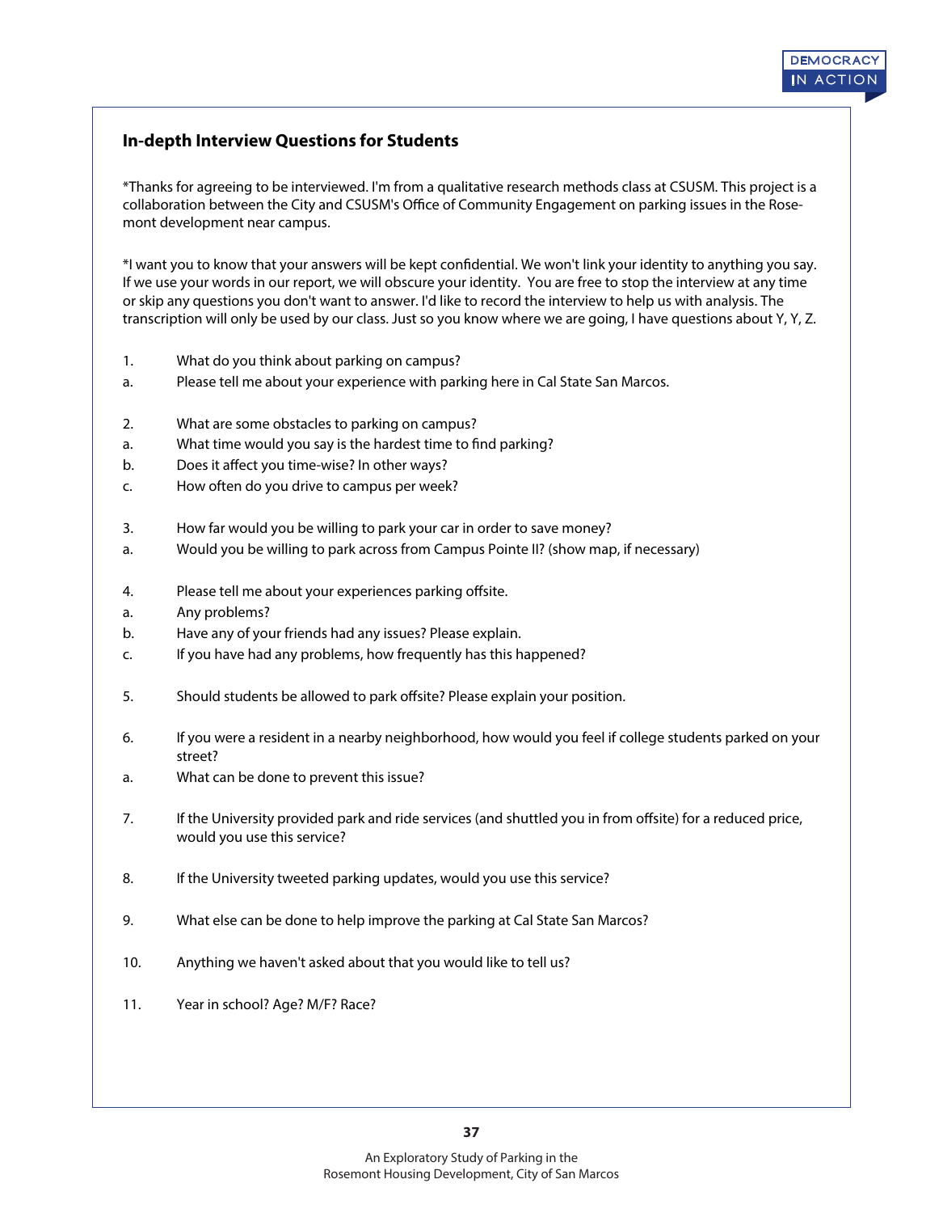### In-depth Interview Questions for Students

*Thanks for agreeing to be interviewed. I'm from a qualitative research methods class at CSUSM. This project is a collaboration between the City and CSUSM's Office of Community Engagement on parking issues in the Rosemont development near campus.

*I want you to know that your answers will be kept confidential. We won't link your identity to anything you say. If we use your words in our report, we will obscure your identity. You are free to stop the interview at any time or skip any questions you don't want to answer. I'd like to record the interview to help us with analysis. The transcription will only be used by our class. Just so you know where we are going, I have questions about Y, Y, Z.

1. What do you think about parking on campus?
   a. Please tell me about your experience with parking here in Cal State San Marcos.

2. What are some obstacles to parking on campus?
   a. What time would you say is the hardest time to find parking?
   b. Does it affect you time-wise? In other ways?
   c. How often do you drive to campus per week?

3. How far would you be willing to park your car in order to save money?
   a. Would you be willing to park across from Campus Pointe II? (show map, if necessary)

4. Please tell me about your experiences parking offsite.
   a. Any problems?
   b. Have any of your friends had any issues? Please explain.
   c. If you have had any problems, how frequently has this happened?

5. Should students be allowed to park offsite? Please explain your position.

6. If you were a resident in a nearby neighborhood, how would you feel if college students parked on your street?
   a. What can be done to prevent this issue?

7. If the University provided park and ride services (and shuttled you in from offsite) for a reduced price, would you use this service?

8. If the University tweeted parking updates, would you use this service?

9. What else can be done to help improve the parking at Cal State San Marcos?

10. Anything we haven't asked about that you would like to tell us?

11. Year in school? Age? M/F? Race?